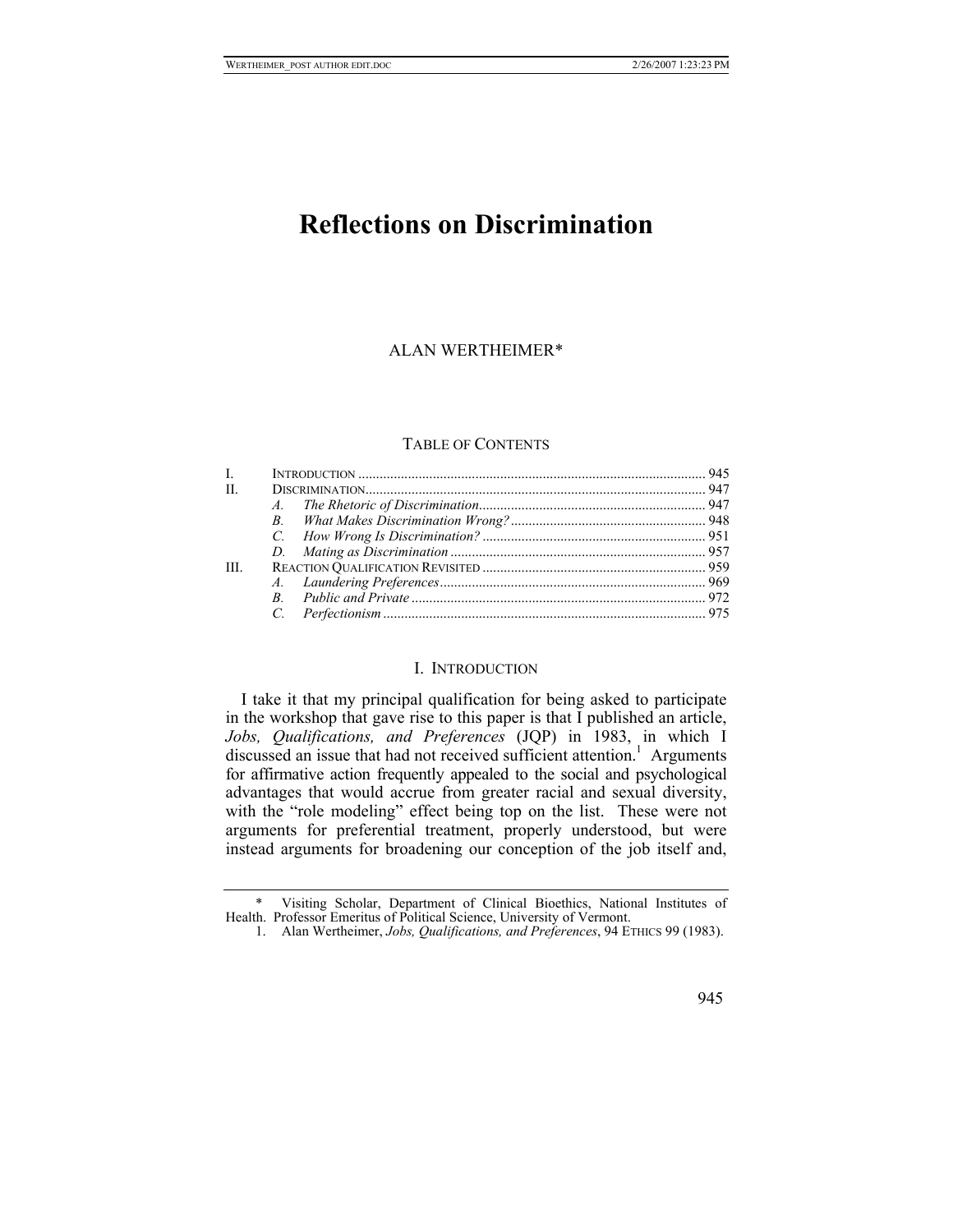# Reflections on Discrimination

ALAN WERTHEIMER*

TABLE OF CONTENTS

| | | |
|---|---|---|
| I. | INTRODUCTION | 945 |
| II. | DISCRIMINATION | 947 |
| | *A. The Rhetoric of Discrimination* | 947 |
| | *B. What Makes Discrimination Wrong?* | 948 |
| | *C. How Wrong Is Discrimination?* | 951 |
| | *D. Mating as Discrimination* | 957 |
| III. | REACTION QUALIFICATION REVISITED | 959 |
| | *A. Laundering Preferences* | 969 |
| | *B. Public and Private* | 972 |
| | *C. Perfectionism* | 975 |

## I. INTRODUCTION

I take it that my principal qualification for being asked to participate in the workshop that gave rise to this paper is that I published an article, *Jobs, Qualifications, and Preferences* (JQP) in 1983, in which I discussed an issue that had not received sufficient attention.[1] Arguments for affirmative action frequently appealed to the social and psychological advantages that would accrue from greater racial and sexual diversity, with the "role modeling" effect being top on the list. These were not arguments for preferential treatment, properly understood, but were instead arguments for broadening our conception of the job itself and,

---

\* Visiting Scholar, Department of Clinical Bioethics, National Institutes of Health. Professor Emeritus of Political Science, University of Vermont.

1. Alan Wertheimer, *Jobs, Qualifications, and Preferences*, 94 ETHICS 99 (1983).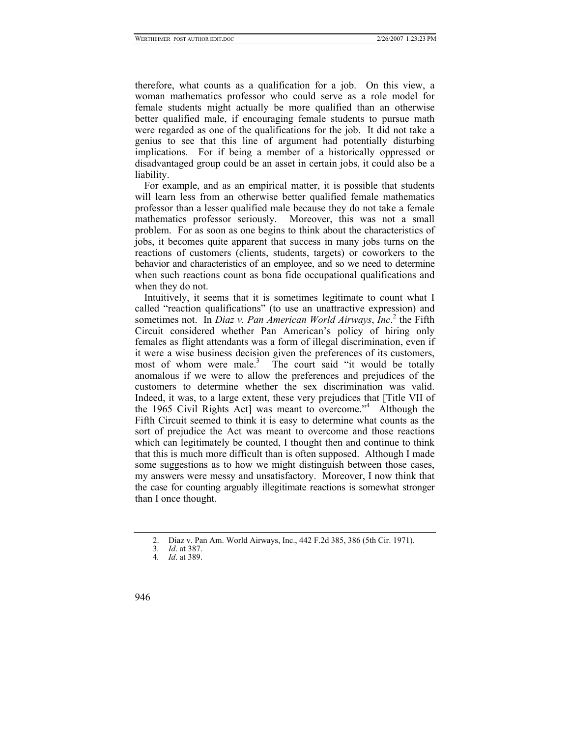therefore, what counts as a qualification for a job. On this view, a woman mathematics professor who could serve as a role model for female students might actually be more qualified than an otherwise better qualified male, if encouraging female students to pursue math were regarded as one of the qualifications for the job. It did not take a genius to see that this line of argument had potentially disturbing implications. For if being a member of a historically oppressed or disadvantaged group could be an asset in certain jobs, it could also be a liability.

For example, and as an empirical matter, it is possible that students will learn less from an otherwise better qualified female mathematics professor than a lesser qualified male because they do not take a female mathematics professor seriously. Moreover, this was not a small problem. For as soon as one begins to think about the characteristics of jobs, it becomes quite apparent that success in many jobs turns on the reactions of customers (clients, students, targets) or coworkers to the behavior and characteristics of an employee, and so we need to determine when such reactions count as bona fide occupational qualifications and when they do not.

Intuitively, it seems that it is sometimes legitimate to count what I called "reaction qualifications" (to use an unattractive expression) and sometimes not. In *Diaz v. Pan American World Airways*, *Inc*.[2] the Fifth Circuit considered whether Pan American's policy of hiring only females as flight attendants was a form of illegal discrimination, even if it were a wise business decision given the preferences of its customers, most of whom were male.[3] The court said "it would be totally anomalous if we were to allow the preferences and prejudices of the customers to determine whether the sex discrimination was valid. Indeed, it was, to a large extent, these very prejudices that [Title VII of the 1965 Civil Rights Act] was meant to overcome."[4] Although the Fifth Circuit seemed to think it is easy to determine what counts as the sort of prejudice the Act was meant to overcome and those reactions which can legitimately be counted, I thought then and continue to think that this is much more difficult than is often supposed. Although I made some suggestions as to how we might distinguish between those cases, my answers were messy and unsatisfactory. Moreover, I now think that the case for counting arguably illegitimate reactions is somewhat stronger than I once thought.

---

2. Diaz v. Pan Am. World Airways, Inc., 442 F.2d 385, 386 (5th Cir. 1971).
3. *Id*. at 387.
4. *Id*. at 389.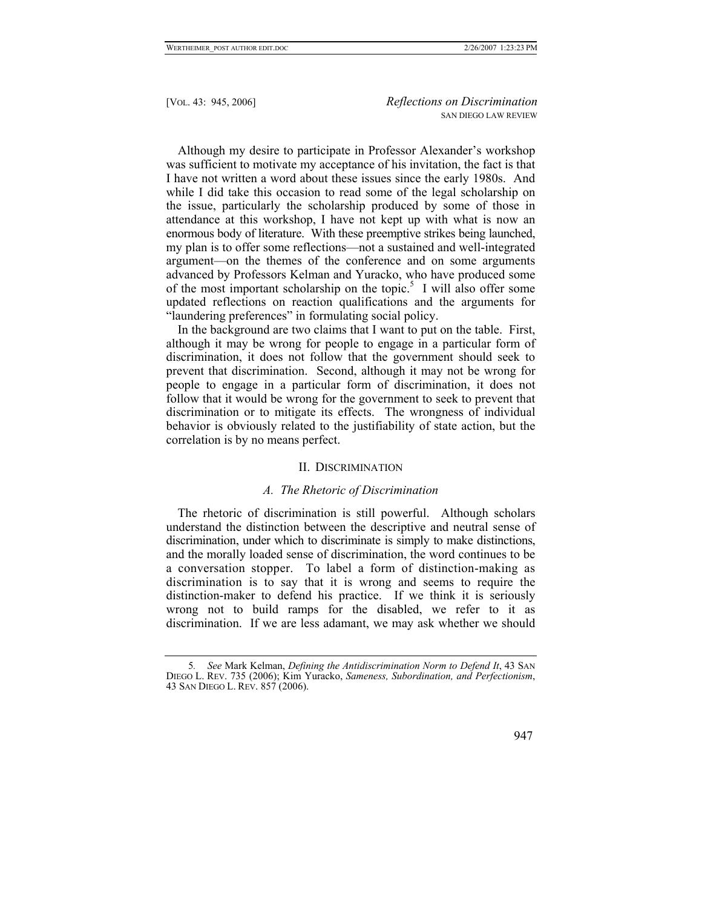Although my desire to participate in Professor Alexander's workshop was sufficient to motivate my acceptance of his invitation, the fact is that I have not written a word about these issues since the early 1980s. And while I did take this occasion to read some of the legal scholarship on the issue, particularly the scholarship produced by some of those in attendance at this workshop, I have not kept up with what is now an enormous body of literature. With these preemptive strikes being launched, my plan is to offer some reflections—not a sustained and well-integrated argument—on the themes of the conference and on some arguments advanced by Professors Kelman and Yuracko, who have produced some of the most important scholarship on the topic.[5] I will also offer some updated reflections on reaction qualifications and the arguments for "laundering preferences" in formulating social policy.

In the background are two claims that I want to put on the table. First, although it may be wrong for people to engage in a particular form of discrimination, it does not follow that the government should seek to prevent that discrimination. Second, although it may not be wrong for people to engage in a particular form of discrimination, it does not follow that it would be wrong for the government to seek to prevent that discrimination or to mitigate its effects. The wrongness of individual behavior is obviously related to the justifiability of state action, but the correlation is by no means perfect.

## II. Discrimination

### A. The Rhetoric of Discrimination

The rhetoric of discrimination is still powerful. Although scholars understand the distinction between the descriptive and neutral sense of discrimination, under which to discriminate is simply to make distinctions, and the morally loaded sense of discrimination, the word continues to be a conversation stopper. To label a form of distinction-making as discrimination is to say that it is wrong and seems to require the distinction-maker to defend his practice. If we think it is seriously wrong not to build ramps for the disabled, we refer to it as discrimination. If we are less adamant, we may ask whether we should

---

5. *See* Mark Kelman, *Defining the Antidiscrimination Norm to Defend It*, 43 San Diego L. Rev. 735 (2006); Kim Yuracko, *Sameness, Subordination, and Perfectionism*, 43 San Diego L. Rev. 857 (2006).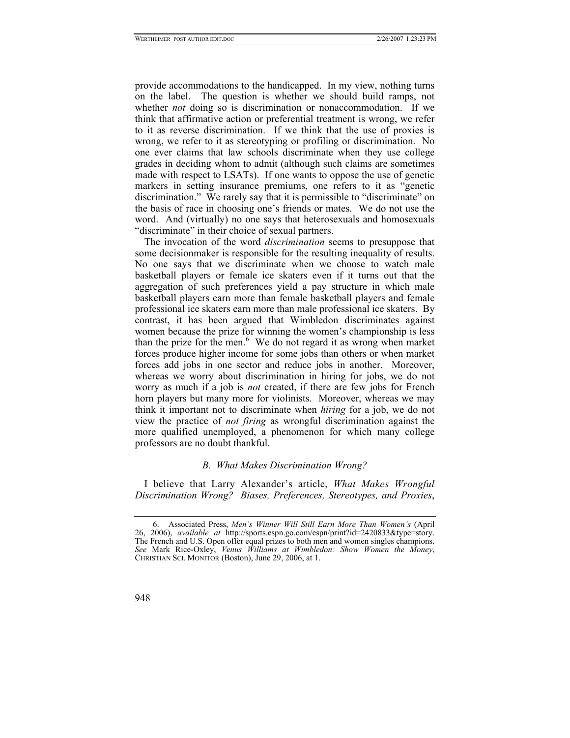provide accommodations to the handicapped. In my view, nothing turns on the label. The question is whether we should build ramps, not whether *not* doing so is discrimination or nonaccommodation. If we think that affirmative action or preferential treatment is wrong, we refer to it as reverse discrimination. If we think that the use of proxies is wrong, we refer to it as stereotyping or profiling or discrimination. No one ever claims that law schools discriminate when they use college grades in deciding whom to admit (although such claims are sometimes made with respect to LSATs). If one wants to oppose the use of genetic markers in setting insurance premiums, one refers to it as "genetic discrimination." We rarely say that it is permissible to "discriminate" on the basis of race in choosing one's friends or mates. We do not use the word. And (virtually) no one says that heterosexuals and homosexuals "discriminate" in their choice of sexual partners.

The invocation of the word *discrimination* seems to presuppose that some decisionmaker is responsible for the resulting inequality of results. No one says that we discriminate when we choose to watch male basketball players or female ice skaters even if it turns out that the aggregation of such preferences yield a pay structure in which male basketball players earn more than female basketball players and female professional ice skaters earn more than male professional ice skaters. By contrast, it has been argued that Wimbledon discriminates against women because the prize for winning the women's championship is less than the prize for the men.[6] We do not regard it as wrong when market forces produce higher income for some jobs than others or when market forces add jobs in one sector and reduce jobs in another. Moreover, whereas we worry about discrimination in hiring for jobs, we do not worry as much if a job is *not* created, if there are few jobs for French horn players but many more for violinists. Moreover, whereas we may think it important not to discriminate when *hiring* for a job, we do not view the practice of *not firing* as wrongful discrimination against the more qualified unemployed, a phenomenon for which many college professors are no doubt thankful.

### *B. What Makes Discrimination Wrong?*

I believe that Larry Alexander's article, *What Makes Wrongful Discrimination Wrong? Biases, Preferences, Stereotypes, and Proxies*,

---

6. Associated Press, *Men's Winner Will Still Earn More Than Women's* (April 26, 2006), *available at* http://sports.espn.go.com/espn/print?id=2420833&type=story. The French and U.S. Open offer equal prizes to both men and women singles champions. *See* Mark Rice-Oxley, *Venus Williams at Wimbledon: Show Women the Money*, CHRISTIAN SCI. MONITOR (Boston), June 29, 2006, at 1.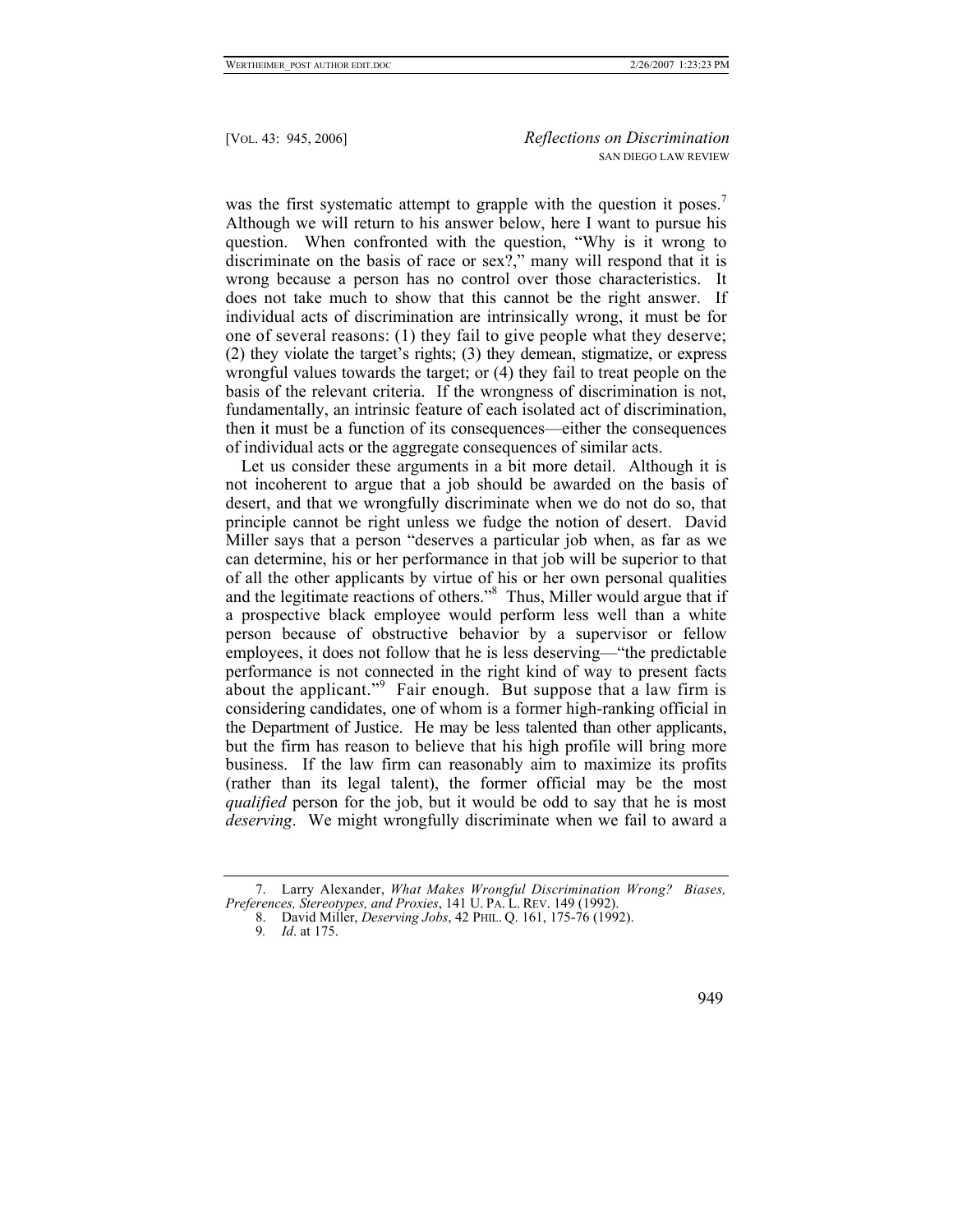was the first systematic attempt to grapple with the question it poses.[7] Although we will return to his answer below, here I want to pursue his question. When confronted with the question, "Why is it wrong to discriminate on the basis of race or sex?," many will respond that it is wrong because a person has no control over those characteristics. It does not take much to show that this cannot be the right answer. If individual acts of discrimination are intrinsically wrong, it must be for one of several reasons: (1) they fail to give people what they deserve; (2) they violate the target's rights; (3) they demean, stigmatize, or express wrongful values towards the target; or (4) they fail to treat people on the basis of the relevant criteria. If the wrongness of discrimination is not, fundamentally, an intrinsic feature of each isolated act of discrimination, then it must be a function of its consequences—either the consequences of individual acts or the aggregate consequences of similar acts.

Let us consider these arguments in a bit more detail. Although it is not incoherent to argue that a job should be awarded on the basis of desert, and that we wrongfully discriminate when we do not do so, that principle cannot be right unless we fudge the notion of desert. David Miller says that a person "deserves a particular job when, as far as we can determine, his or her performance in that job will be superior to that of all the other applicants by virtue of his or her own personal qualities and the legitimate reactions of others."[8] Thus, Miller would argue that if a prospective black employee would perform less well than a white person because of obstructive behavior by a supervisor or fellow employees, it does not follow that he is less deserving—"the predictable performance is not connected in the right kind of way to present facts about the applicant."[9] Fair enough. But suppose that a law firm is considering candidates, one of whom is a former high-ranking official in the Department of Justice. He may be less talented than other applicants, but the firm has reason to believe that his high profile will bring more business. If the law firm can reasonably aim to maximize its profits (rather than its legal talent), the former official may be the most *qualified* person for the job, but it would be odd to say that he is most *deserving*. We might wrongfully discriminate when we fail to award a

---

7. Larry Alexander, *What Makes Wrongful Discrimination Wrong? Biases, Preferences, Stereotypes, and Proxies*, 141 U. PA. L. REV. 149 (1992).

8. David Miller, *Deserving Jobs*, 42 PHIL. Q. 161, 175-76 (1992).

9. *Id*. at 175.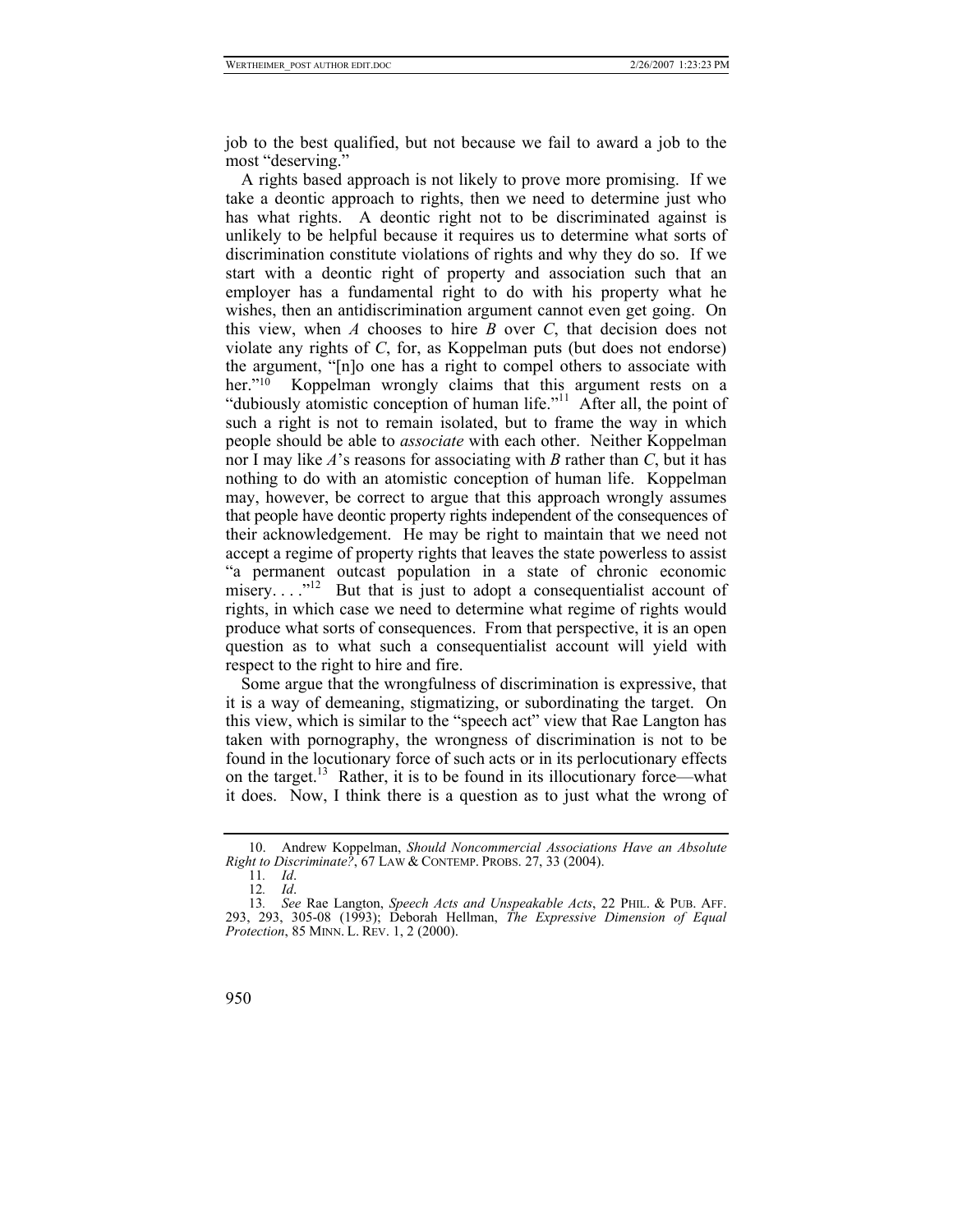job to the best qualified, but not because we fail to award a job to the most "deserving."

A rights based approach is not likely to prove more promising. If we take a deontic approach to rights, then we need to determine just who has what rights. A deontic right not to be discriminated against is unlikely to be helpful because it requires us to determine what sorts of discrimination constitute violations of rights and why they do so. If we start with a deontic right of property and association such that an employer has a fundamental right to do with his property what he wishes, then an antidiscrimination argument cannot even get going. On this view, when *A* chooses to hire *B* over *C*, that decision does not violate any rights of *C*, for, as Koppelman puts (but does not endorse) the argument, "[n]o one has a right to compel others to associate with her."[10] Koppelman wrongly claims that this argument rests on a "dubiously atomistic conception of human life."[11] After all, the point of such a right is not to remain isolated, but to frame the way in which people should be able to *associate* with each other. Neither Koppelman nor I may like *A*'s reasons for associating with *B* rather than *C*, but it has nothing to do with an atomistic conception of human life. Koppelman may, however, be correct to argue that this approach wrongly assumes that people have deontic property rights independent of the consequences of their acknowledgement. He may be right to maintain that we need not accept a regime of property rights that leaves the state powerless to assist "a permanent outcast population in a state of chronic economic misery. . . ."[12] But that is just to adopt a consequentialist account of rights, in which case we need to determine what regime of rights would produce what sorts of consequences. From that perspective, it is an open question as to what such a consequentialist account will yield with respect to the right to hire and fire.

Some argue that the wrongfulness of discrimination is expressive, that it is a way of demeaning, stigmatizing, or subordinating the target. On this view, which is similar to the "speech act" view that Rae Langton has taken with pornography, the wrongness of discrimination is not to be found in the locutionary force of such acts or in its perlocutionary effects on the target.[13] Rather, it is to be found in its illocutionary force—what it does. Now, I think there is a question as to just what the wrong of

---

10. Andrew Koppelman, *Should Noncommercial Associations Have an Absolute Right to Discriminate?*, 67 LAW & CONTEMP. PROBS. 27, 33 (2004).

11. *Id*.

12. *Id*.

13. *See* Rae Langton, *Speech Acts and Unspeakable Acts*, 22 PHIL. & PUB. AFF. 293, 293, 305-08 (1993); Deborah Hellman, *The Expressive Dimension of Equal Protection*, 85 MINN. L. REV. 1, 2 (2000).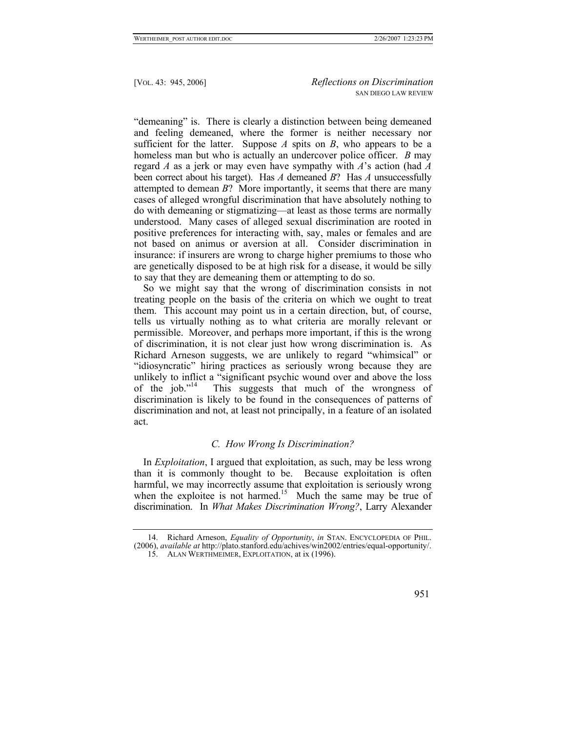"demeaning" is. There is clearly a distinction between being demeaned and feeling demeaned, where the former is neither necessary nor sufficient for the latter. Suppose *A* spits on *B*, who appears to be a homeless man but who is actually an undercover police officer. *B* may regard *A* as a jerk or may even have sympathy with *A*'s action (had *A* been correct about his target). Has *A* demeaned *B*? Has *A* unsuccessfully attempted to demean *B*? More importantly, it seems that there are many cases of alleged wrongful discrimination that have absolutely nothing to do with demeaning or stigmatizing—at least as those terms are normally understood. Many cases of alleged sexual discrimination are rooted in positive preferences for interacting with, say, males or females and are not based on animus or aversion at all. Consider discrimination in insurance: if insurers are wrong to charge higher premiums to those who are genetically disposed to be at high risk for a disease, it would be silly to say that they are demeaning them or attempting to do so.

So we might say that the wrong of discrimination consists in not treating people on the basis of the criteria on which we ought to treat them. This account may point us in a certain direction, but, of course, tells us virtually nothing as to what criteria are morally relevant or permissible. Moreover, and perhaps more important, if this is the wrong of discrimination, it is not clear just how wrong discrimination is. As Richard Arneson suggests, we are unlikely to regard "whimsical" or "idiosyncratic" hiring practices as seriously wrong because they are unlikely to inflict a "significant psychic wound over and above the loss of the job."[14] This suggests that much of the wrongness of discrimination is likely to be found in the consequences of patterns of discrimination and not, at least not principally, in a feature of an isolated act.

### C. How Wrong Is Discrimination?

In *Exploitation*, I argued that exploitation, as such, may be less wrong than it is commonly thought to be. Because exploitation is often harmful, we may incorrectly assume that exploitation is seriously wrong when the exploitee is not harmed.[15] Much the same may be true of discrimination. In *What Makes Discrimination Wrong?*, Larry Alexander

---

14. Richard Arneson, *Equality of Opportunity*, *in* STAN. ENCYCLOPEDIA OF PHIL. (2006), *available at* http://plato.stanford.edu/achives/win2002/entries/equal-opportunity/.

15. ALAN WERTHMEIMER, EXPLOITATION, at ix (1996).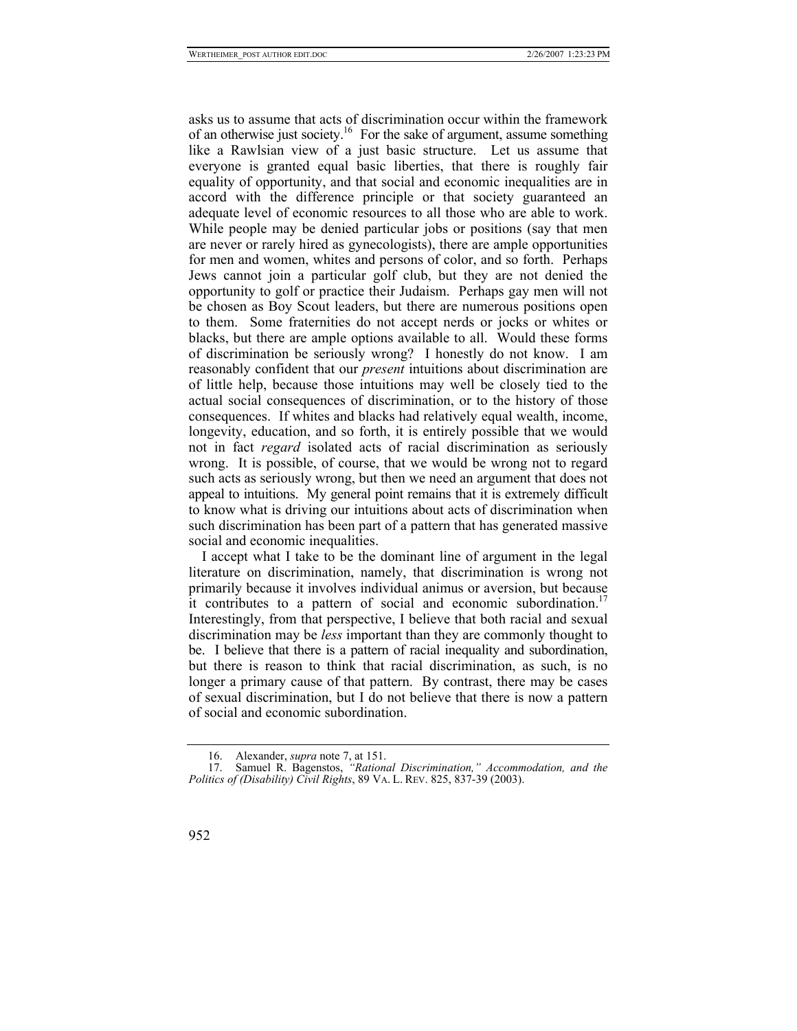asks us to assume that acts of discrimination occur within the framework of an otherwise just society.[16] For the sake of argument, assume something like a Rawlsian view of a just basic structure. Let us assume that everyone is granted equal basic liberties, that there is roughly fair equality of opportunity, and that social and economic inequalities are in accord with the difference principle or that society guaranteed an adequate level of economic resources to all those who are able to work. While people may be denied particular jobs or positions (say that men are never or rarely hired as gynecologists), there are ample opportunities for men and women, whites and persons of color, and so forth. Perhaps Jews cannot join a particular golf club, but they are not denied the opportunity to golf or practice their Judaism. Perhaps gay men will not be chosen as Boy Scout leaders, but there are numerous positions open to them. Some fraternities do not accept nerds or jocks or whites or blacks, but there are ample options available to all. Would these forms of discrimination be seriously wrong? I honestly do not know. I am reasonably confident that our *present* intuitions about discrimination are of little help, because those intuitions may well be closely tied to the actual social consequences of discrimination, or to the history of those consequences. If whites and blacks had relatively equal wealth, income, longevity, education, and so forth, it is entirely possible that we would not in fact *regard* isolated acts of racial discrimination as seriously wrong. It is possible, of course, that we would be wrong not to regard such acts as seriously wrong, but then we need an argument that does not appeal to intuitions. My general point remains that it is extremely difficult to know what is driving our intuitions about acts of discrimination when such discrimination has been part of a pattern that has generated massive social and economic inequalities.

I accept what I take to be the dominant line of argument in the legal literature on discrimination, namely, that discrimination is wrong not primarily because it involves individual animus or aversion, but because it contributes to a pattern of social and economic subordination.[17] Interestingly, from that perspective, I believe that both racial and sexual discrimination may be *less* important than they are commonly thought to be. I believe that there is a pattern of racial inequality and subordination, but there is reason to think that racial discrimination, as such, is no longer a primary cause of that pattern. By contrast, there may be cases of sexual discrimination, but I do not believe that there is now a pattern of social and economic subordination.

---

16. Alexander, *supra* note 7, at 151.

17. Samuel R. Bagenstos, *"Rational Discrimination," Accommodation, and the Politics of (Disability) Civil Rights*, 89 VA. L. REV. 825, 837-39 (2003).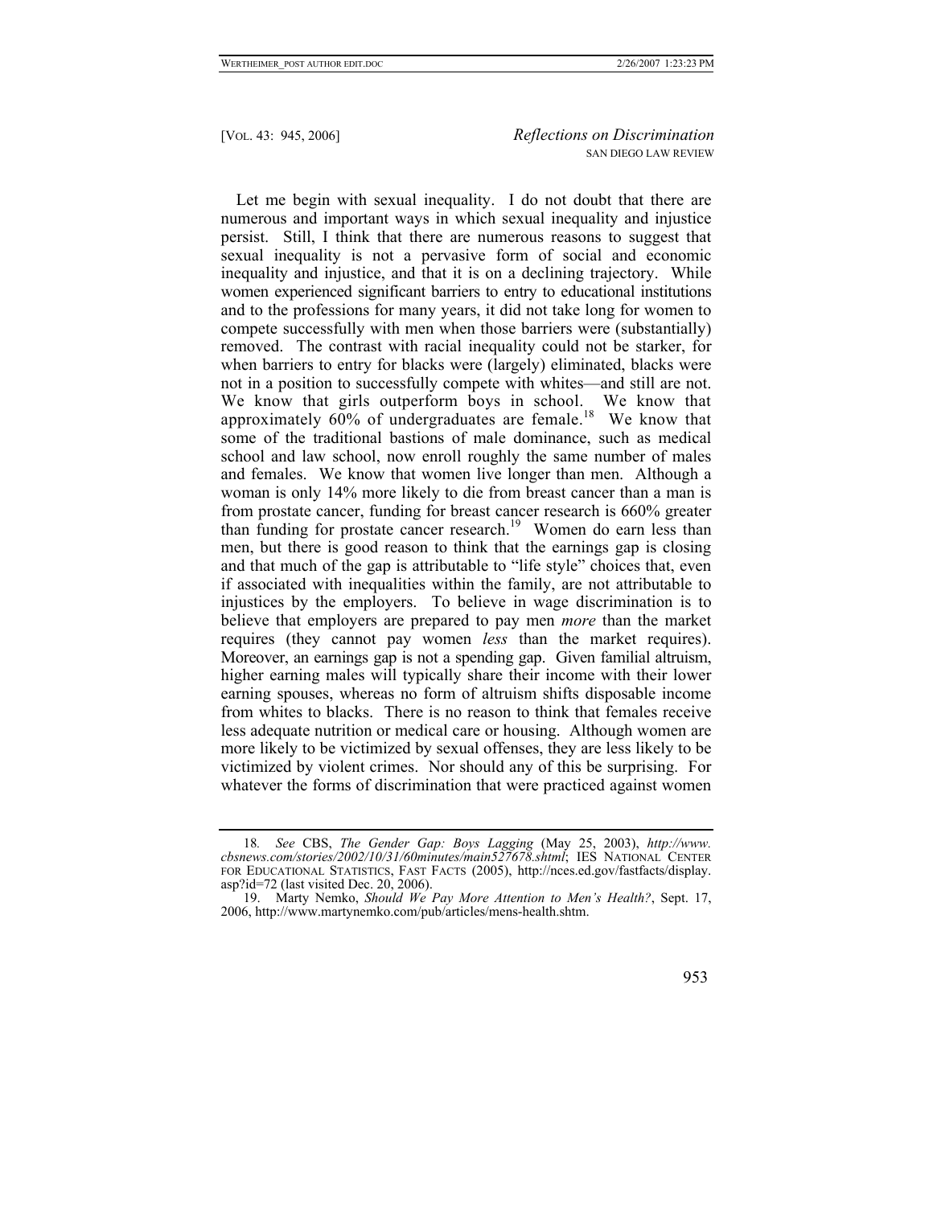Let me begin with sexual inequality. I do not doubt that there are numerous and important ways in which sexual inequality and injustice persist. Still, I think that there are numerous reasons to suggest that sexual inequality is not a pervasive form of social and economic inequality and injustice, and that it is on a declining trajectory. While women experienced significant barriers to entry to educational institutions and to the professions for many years, it did not take long for women to compete successfully with men when those barriers were (substantially) removed. The contrast with racial inequality could not be starker, for when barriers to entry for blacks were (largely) eliminated, blacks were not in a position to successfully compete with whites—and still are not. We know that girls outperform boys in school. We know that approximately 60% of undergraduates are female.[18] We know that some of the traditional bastions of male dominance, such as medical school and law school, now enroll roughly the same number of males and females. We know that women live longer than men. Although a woman is only 14% more likely to die from breast cancer than a man is from prostate cancer, funding for breast cancer research is 660% greater than funding for prostate cancer research.[19] Women do earn less than men, but there is good reason to think that the earnings gap is closing and that much of the gap is attributable to "life style" choices that, even if associated with inequalities within the family, are not attributable to injustices by the employers. To believe in wage discrimination is to believe that employers are prepared to pay men *more* than the market requires (they cannot pay women *less* than the market requires). Moreover, an earnings gap is not a spending gap. Given familial altruism, higher earning males will typically share their income with their lower earning spouses, whereas no form of altruism shifts disposable income from whites to blacks. There is no reason to think that females receive less adequate nutrition or medical care or housing. Although women are more likely to be victimized by sexual offenses, they are less likely to be victimized by violent crimes. Nor should any of this be surprising. For whatever the forms of discrimination that were practiced against women

---

18. *See* CBS, *The Gender Gap: Boys Lagging* (May 25, 2003), *http://www.cbsnews.com/stories/2002/10/31/60minutes/main527678.shtml*; IES NATIONAL CENTER FOR EDUCATIONAL STATISTICS, FAST FACTS (2005), http://nces.ed.gov/fastfacts/display.asp?id=72 (last visited Dec. 20, 2006).

19. Marty Nemko, *Should We Pay More Attention to Men's Health?*, Sept. 17, 2006, http://www.martynemko.com/pub/articles/mens-health.shtm.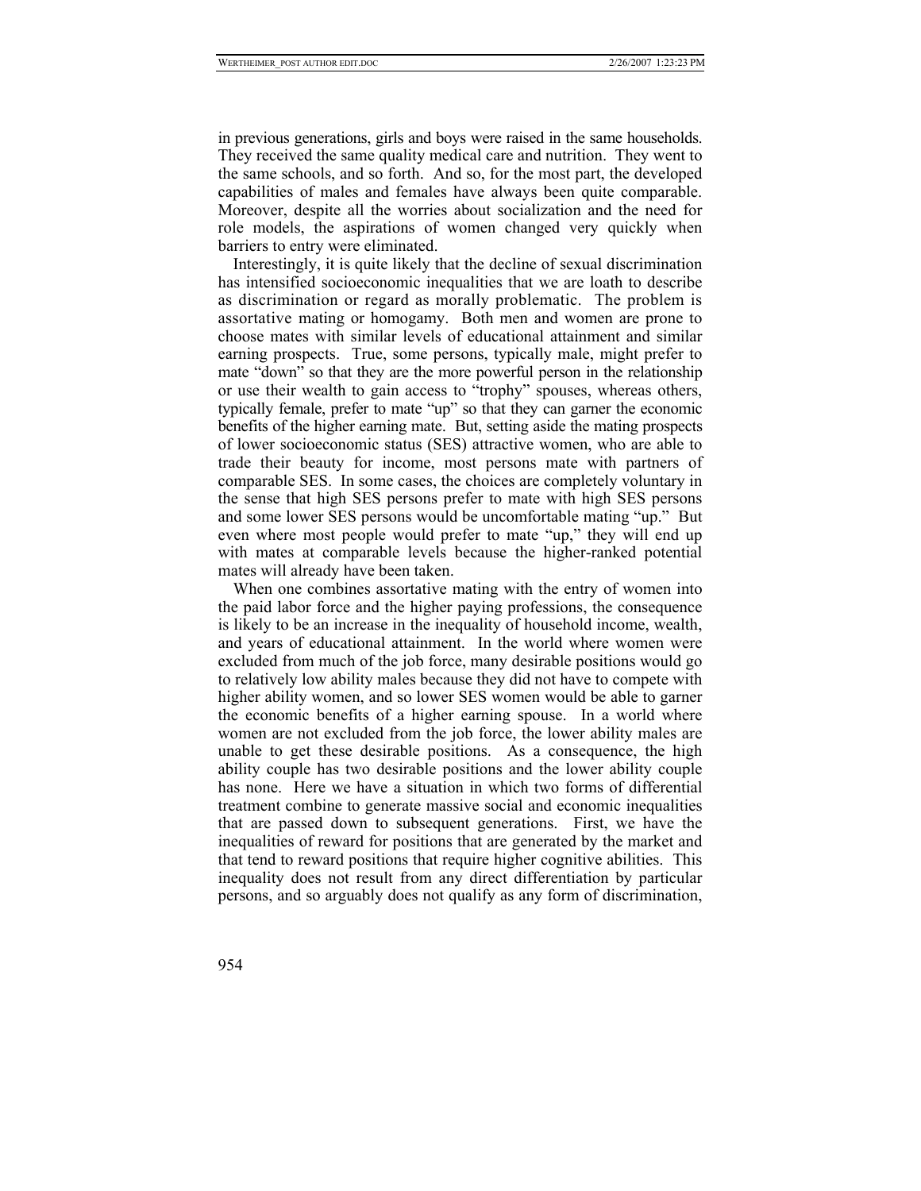in previous generations, girls and boys were raised in the same households. They received the same quality medical care and nutrition. They went to the same schools, and so forth. And so, for the most part, the developed capabilities of males and females have always been quite comparable. Moreover, despite all the worries about socialization and the need for role models, the aspirations of women changed very quickly when barriers to entry were eliminated.

Interestingly, it is quite likely that the decline of sexual discrimination has intensified socioeconomic inequalities that we are loath to describe as discrimination or regard as morally problematic. The problem is assortative mating or homogamy. Both men and women are prone to choose mates with similar levels of educational attainment and similar earning prospects. True, some persons, typically male, might prefer to mate "down" so that they are the more powerful person in the relationship or use their wealth to gain access to "trophy" spouses, whereas others, typically female, prefer to mate "up" so that they can garner the economic benefits of the higher earning mate. But, setting aside the mating prospects of lower socioeconomic status (SES) attractive women, who are able to trade their beauty for income, most persons mate with partners of comparable SES. In some cases, the choices are completely voluntary in the sense that high SES persons prefer to mate with high SES persons and some lower SES persons would be uncomfortable mating "up." But even where most people would prefer to mate "up," they will end up with mates at comparable levels because the higher-ranked potential mates will already have been taken.

When one combines assortative mating with the entry of women into the paid labor force and the higher paying professions, the consequence is likely to be an increase in the inequality of household income, wealth, and years of educational attainment. In the world where women were excluded from much of the job force, many desirable positions would go to relatively low ability males because they did not have to compete with higher ability women, and so lower SES women would be able to garner the economic benefits of a higher earning spouse. In a world where women are not excluded from the job force, the lower ability males are unable to get these desirable positions. As a consequence, the high ability couple has two desirable positions and the lower ability couple has none. Here we have a situation in which two forms of differential treatment combine to generate massive social and economic inequalities that are passed down to subsequent generations. First, we have the inequalities of reward for positions that are generated by the market and that tend to reward positions that require higher cognitive abilities. This inequality does not result from any direct differentiation by particular persons, and so arguably does not qualify as any form of discrimination,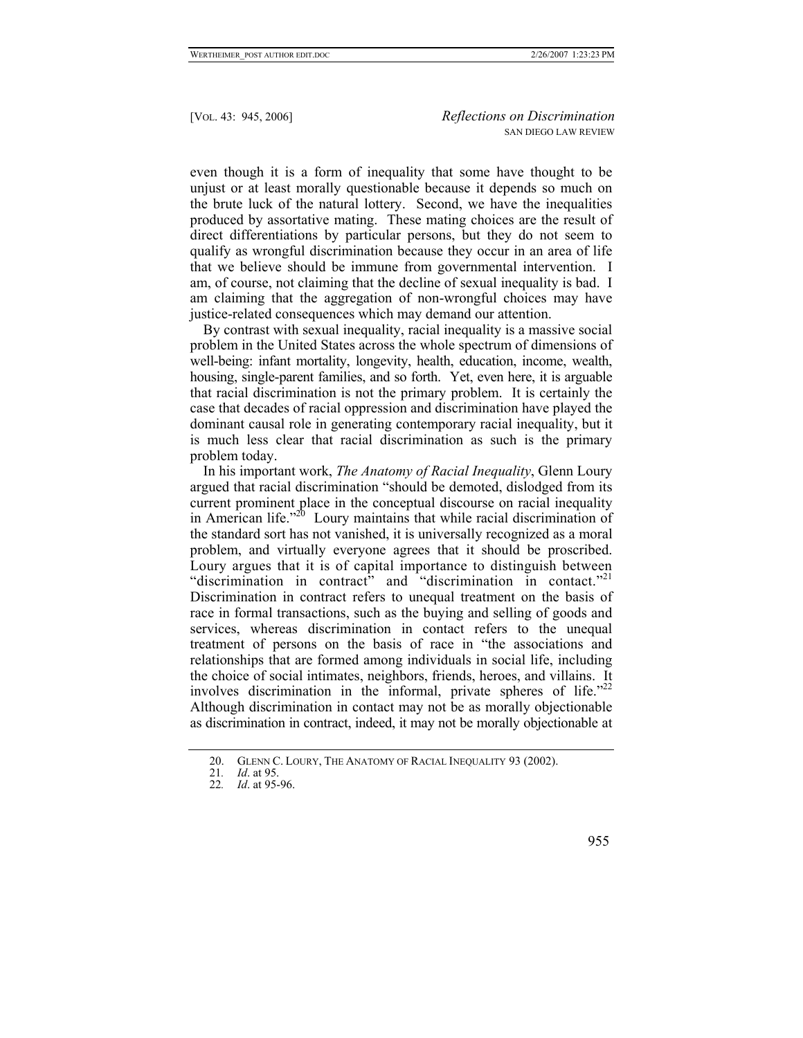even though it is a form of inequality that some have thought to be unjust or at least morally questionable because it depends so much on the brute luck of the natural lottery. Second, we have the inequalities produced by assortative mating. These mating choices are the result of direct differentiations by particular persons, but they do not seem to qualify as wrongful discrimination because they occur in an area of life that we believe should be immune from governmental intervention. I am, of course, not claiming that the decline of sexual inequality is bad. I am claiming that the aggregation of non-wrongful choices may have justice-related consequences which may demand our attention.

By contrast with sexual inequality, racial inequality is a massive social problem in the United States across the whole spectrum of dimensions of well-being: infant mortality, longevity, health, education, income, wealth, housing, single-parent families, and so forth. Yet, even here, it is arguable that racial discrimination is not the primary problem. It is certainly the case that decades of racial oppression and discrimination have played the dominant causal role in generating contemporary racial inequality, but it is much less clear that racial discrimination as such is the primary problem today.

In his important work, *The Anatomy of Racial Inequality*, Glenn Loury argued that racial discrimination "should be demoted, dislodged from its current prominent place in the conceptual discourse on racial inequality in American life."[20] Loury maintains that while racial discrimination of the standard sort has not vanished, it is universally recognized as a moral problem, and virtually everyone agrees that it should be proscribed. Loury argues that it is of capital importance to distinguish between "discrimination in contract" and "discrimination in contact."[21] Discrimination in contract refers to unequal treatment on the basis of race in formal transactions, such as the buying and selling of goods and services, whereas discrimination in contact refers to the unequal treatment of persons on the basis of race in "the associations and relationships that are formed among individuals in social life, including the choice of social intimates, neighbors, friends, heroes, and villains. It involves discrimination in the informal, private spheres of life."[22] Although discrimination in contact may not be as morally objectionable as discrimination in contract, indeed, it may not be morally objectionable at

20. GLENN C. LOURY, THE ANATOMY OF RACIAL INEQUALITY 93 (2002).

21. *Id*. at 95.

22. *Id*. at 95-96.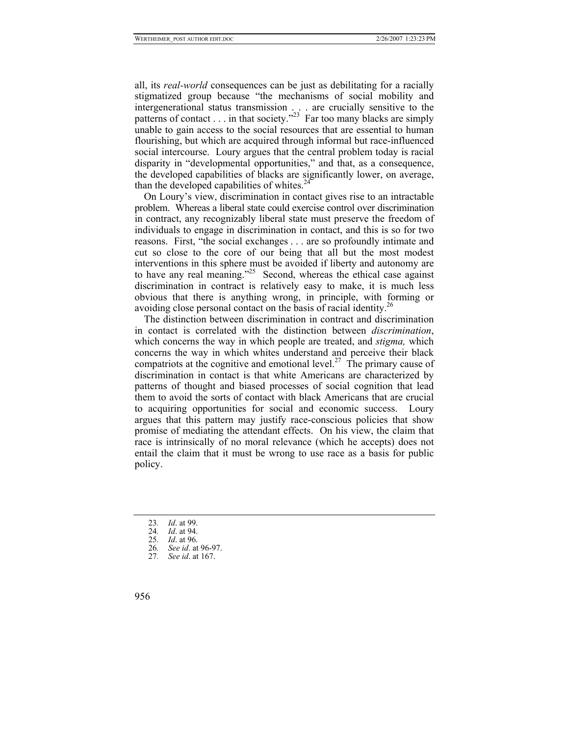all, its *real-world* consequences can be just as debilitating for a racially stigmatized group because "the mechanisms of social mobility and intergenerational status transmission . . . are crucially sensitive to the patterns of contact . . . in that society."[23] Far too many blacks are simply unable to gain access to the social resources that are essential to human flourishing, but which are acquired through informal but race-influenced social intercourse. Loury argues that the central problem today is racial disparity in "developmental opportunities," and that, as a consequence, the developed capabilities of blacks are significantly lower, on average, than the developed capabilities of whites.[24]

On Loury's view, discrimination in contact gives rise to an intractable problem. Whereas a liberal state could exercise control over discrimination in contract, any recognizably liberal state must preserve the freedom of individuals to engage in discrimination in contact, and this is so for two reasons. First, "the social exchanges . . . are so profoundly intimate and cut so close to the core of our being that all but the most modest interventions in this sphere must be avoided if liberty and autonomy are to have any real meaning."[25] Second, whereas the ethical case against discrimination in contract is relatively easy to make, it is much less obvious that there is anything wrong, in principle, with forming or avoiding close personal contact on the basis of racial identity.[26]

The distinction between discrimination in contract and discrimination in contact is correlated with the distinction between *discrimination*, which concerns the way in which people are treated, and *stigma,* which concerns the way in which whites understand and perceive their black compatriots at the cognitive and emotional level.[27] The primary cause of discrimination in contact is that white Americans are characterized by patterns of thought and biased processes of social cognition that lead them to avoid the sorts of contact with black Americans that are crucial to acquiring opportunities for social and economic success. Loury argues that this pattern may justify race-conscious policies that show promise of mediating the attendant effects. On his view, the claim that race is intrinsically of no moral relevance (which he accepts) does not entail the claim that it must be wrong to use race as a basis for public policy.

---

23. *Id*. at 99.
24. *Id*. at 94.
25. *Id*. at 96.
26. *See id*. at 96-97.
27. *See id*. at 167.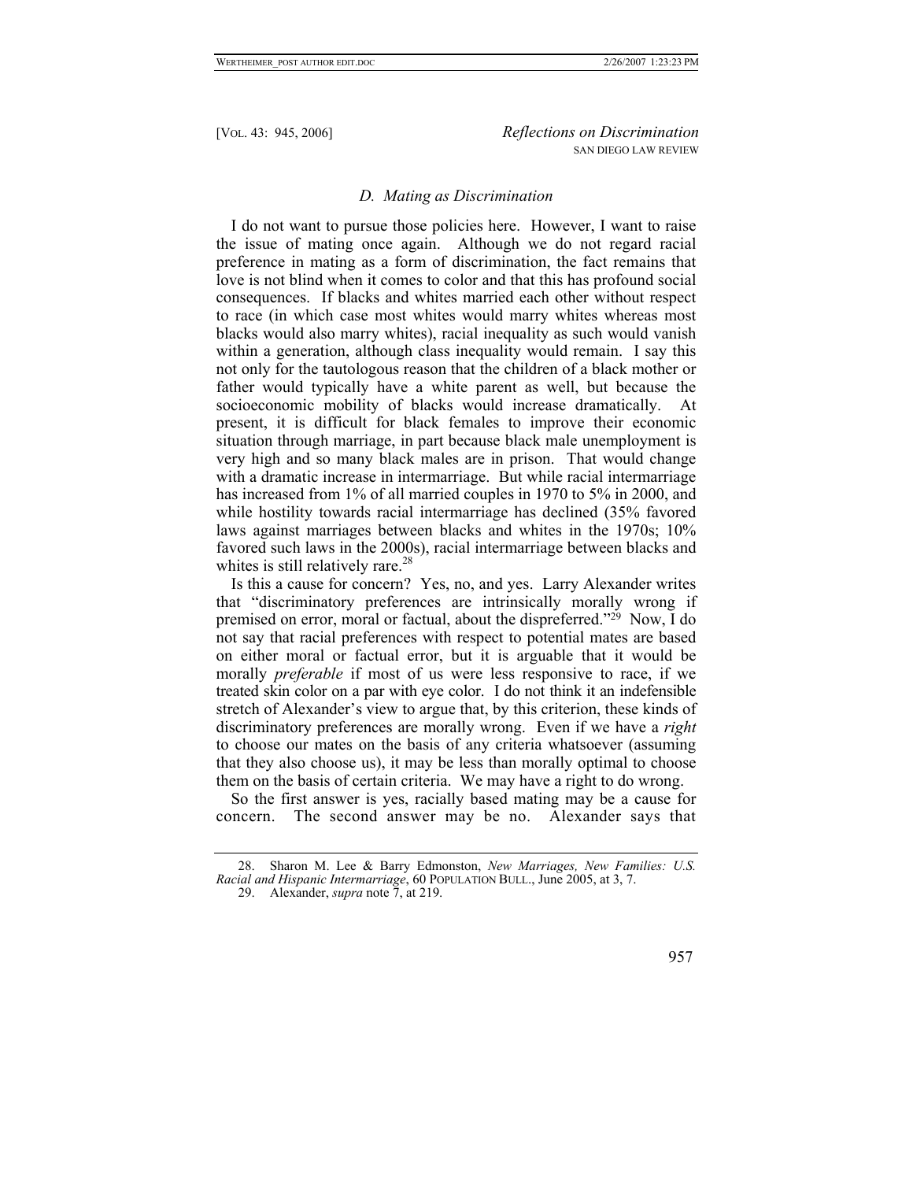### *D. Mating as Discrimination*

I do not want to pursue those policies here. However, I want to raise the issue of mating once again. Although we do not regard racial preference in mating as a form of discrimination, the fact remains that love is not blind when it comes to color and that this has profound social consequences. If blacks and whites married each other without respect to race (in which case most whites would marry whites whereas most blacks would also marry whites), racial inequality as such would vanish within a generation, although class inequality would remain. I say this not only for the tautologous reason that the children of a black mother or father would typically have a white parent as well, but because the socioeconomic mobility of blacks would increase dramatically. At present, it is difficult for black females to improve their economic situation through marriage, in part because black male unemployment is very high and so many black males are in prison. That would change with a dramatic increase in intermarriage. But while racial intermarriage has increased from 1% of all married couples in 1970 to 5% in 2000, and while hostility towards racial intermarriage has declined (35% favored laws against marriages between blacks and whites in the 1970s; 10% favored such laws in the 2000s), racial intermarriage between blacks and whites is still relatively rare.[28]

Is this a cause for concern? Yes, no, and yes. Larry Alexander writes that "discriminatory preferences are intrinsically morally wrong if premised on error, moral or factual, about the dispreferred."[29] Now, I do not say that racial preferences with respect to potential mates are based on either moral or factual error, but it is arguable that it would be morally *preferable* if most of us were less responsive to race, if we treated skin color on a par with eye color. I do not think it an indefensible stretch of Alexander's view to argue that, by this criterion, these kinds of discriminatory preferences are morally wrong. Even if we have a *right* to choose our mates on the basis of any criteria whatsoever (assuming that they also choose us), it may be less than morally optimal to choose them on the basis of certain criteria. We may have a right to do wrong.

So the first answer is yes, racially based mating may be a cause for concern. The second answer may be no. Alexander says that

---

28. Sharon M. Lee & Barry Edmonston, *New Marriages, New Families: U.S. Racial and Hispanic Intermarriage*, 60 POPULATION BULL., June 2005, at 3, 7.

29. Alexander, *supra* note 7, at 219.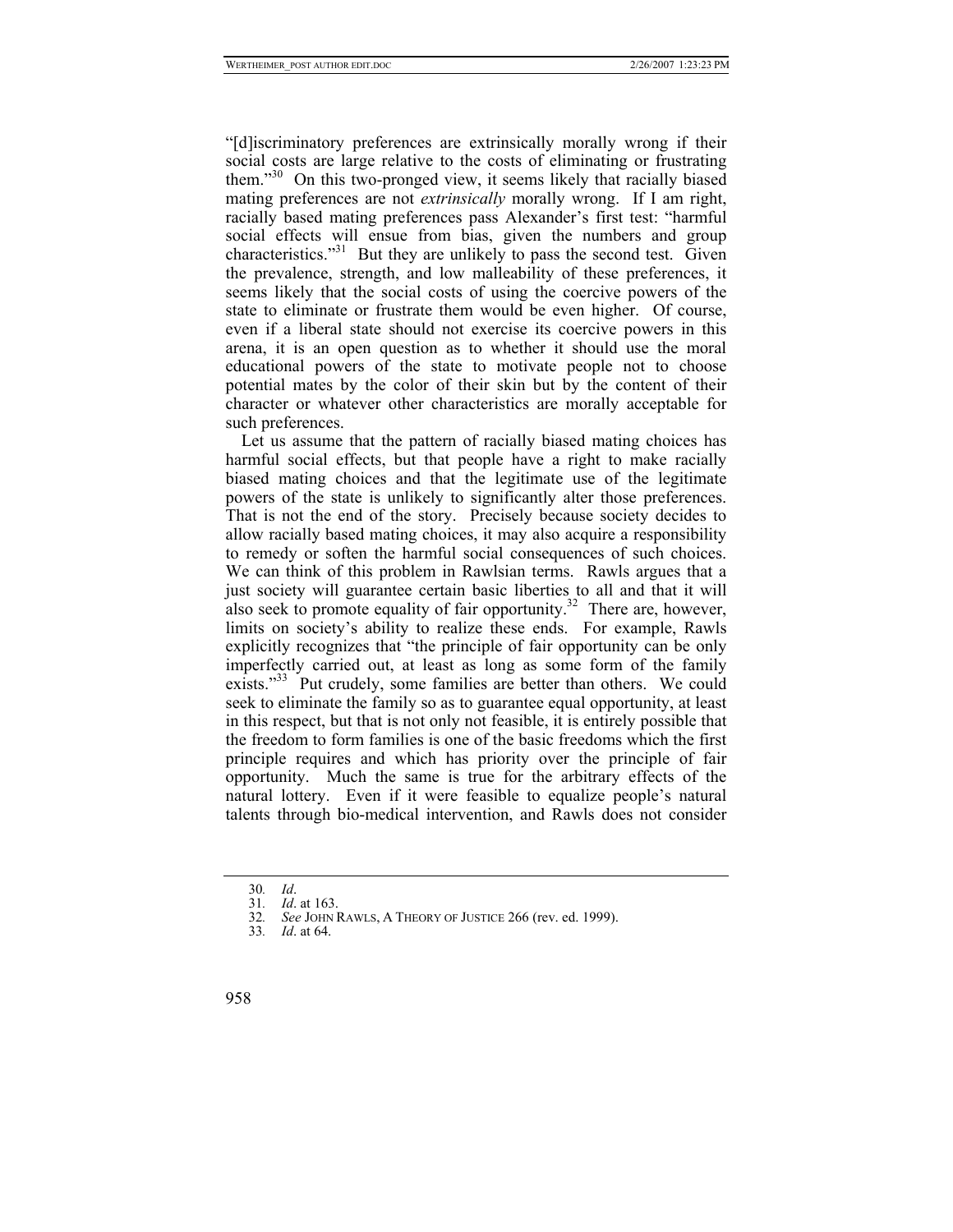"[d]iscriminatory preferences are extrinsically morally wrong if their social costs are large relative to the costs of eliminating or frustrating them."[30] On this two-pronged view, it seems likely that racially biased mating preferences are not *extrinsically* morally wrong. If I am right, racially based mating preferences pass Alexander's first test: "harmful social effects will ensue from bias, given the numbers and group characteristics."[31] But they are unlikely to pass the second test. Given the prevalence, strength, and low malleability of these preferences, it seems likely that the social costs of using the coercive powers of the state to eliminate or frustrate them would be even higher. Of course, even if a liberal state should not exercise its coercive powers in this arena, it is an open question as to whether it should use the moral educational powers of the state to motivate people not to choose potential mates by the color of their skin but by the content of their character or whatever other characteristics are morally acceptable for such preferences.

Let us assume that the pattern of racially biased mating choices has harmful social effects, but that people have a right to make racially biased mating choices and that the legitimate use of the legitimate powers of the state is unlikely to significantly alter those preferences. That is not the end of the story. Precisely because society decides to allow racially based mating choices, it may also acquire a responsibility to remedy or soften the harmful social consequences of such choices. We can think of this problem in Rawlsian terms. Rawls argues that a just society will guarantee certain basic liberties to all and that it will also seek to promote equality of fair opportunity.[32] There are, however, limits on society's ability to realize these ends. For example, Rawls explicitly recognizes that "the principle of fair opportunity can be only imperfectly carried out, at least as long as some form of the family exists."[33] Put crudely, some families are better than others. We could seek to eliminate the family so as to guarantee equal opportunity, at least in this respect, but that is not only not feasible, it is entirely possible that the freedom to form families is one of the basic freedoms which the first principle requires and which has priority over the principle of fair opportunity. Much the same is true for the arbitrary effects of the natural lottery. Even if it were feasible to equalize people's natural talents through bio-medical intervention, and Rawls does not consider

---

30. *Id*.

31. *Id*. at 163.

32. *See* JOHN RAWLS, A THEORY OF JUSTICE 266 (rev. ed. 1999).

33. *Id*. at 64.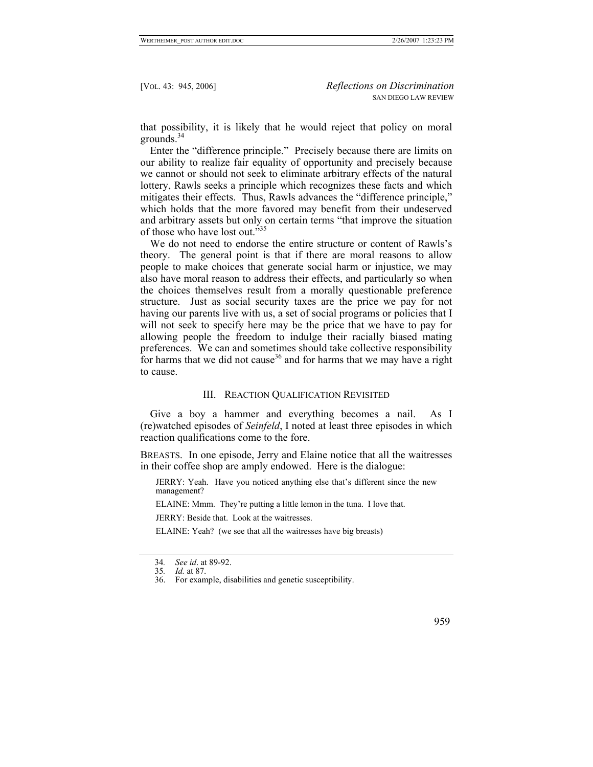that possibility, it is likely that he would reject that policy on moral grounds.[34]

Enter the "difference principle." Precisely because there are limits on our ability to realize fair equality of opportunity and precisely because we cannot or should not seek to eliminate arbitrary effects of the natural lottery, Rawls seeks a principle which recognizes these facts and which mitigates their effects. Thus, Rawls advances the "difference principle," which holds that the more favored may benefit from their undeserved and arbitrary assets but only on certain terms "that improve the situation of those who have lost out."[35]

We do not need to endorse the entire structure or content of Rawls's theory. The general point is that if there are moral reasons to allow people to make choices that generate social harm or injustice, we may also have moral reason to address their effects, and particularly so when the choices themselves result from a morally questionable preference structure. Just as social security taxes are the price we pay for not having our parents live with us, a set of social programs or policies that I will not seek to specify here may be the price that we have to pay for allowing people the freedom to indulge their racially biased mating preferences. We can and sometimes should take collective responsibility for harms that we did not cause[36] and for harms that we may have a right to cause.

## III. Reaction Qualification Revisited

Give a boy a hammer and everything becomes a nail. As I (re)watched episodes of *Seinfeld*, I noted at least three episodes in which reaction qualifications come to the fore.

BREASTS. In one episode, Jerry and Elaine notice that all the waitresses in their coffee shop are amply endowed. Here is the dialogue:

> JERRY: Yeah. Have you noticed anything else that's different since the new management?
>
> ELAINE: Mmm. They're putting a little lemon in the tuna. I love that.
>
> JERRY: Beside that. Look at the waitresses.
>
> ELAINE: Yeah? (we see that all the waitresses have big breasts)

---

34. *See id*. at 89-92.
35. *Id.* at 87.
36. For example, disabilities and genetic susceptibility.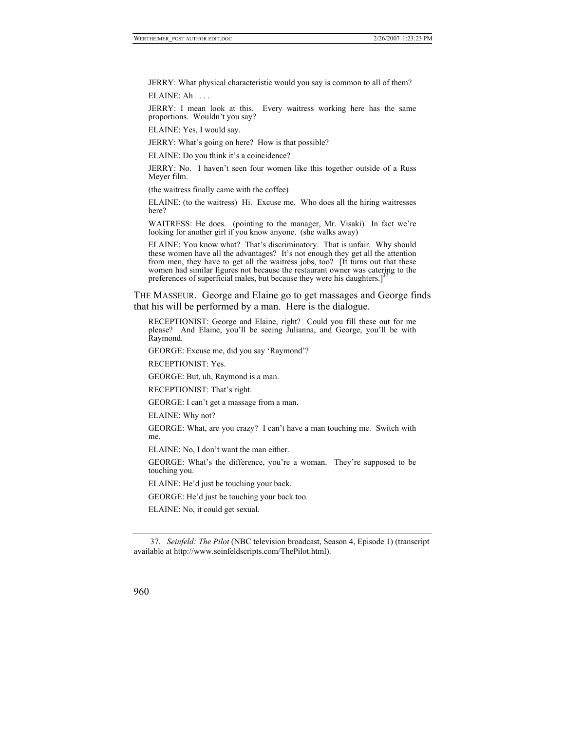JERRY: What physical characteristic would you say is common to all of them?

ELAINE: Ah . . . .

JERRY: I mean look at this. Every waitress working here has the same proportions. Wouldn't you say?

ELAINE: Yes, I would say.

JERRY: What's going on here? How is that possible?

ELAINE: Do you think it's a coincidence?

JERRY: No. I haven't seen four women like this together outside of a Russ Meyer film.

(the waitress finally came with the coffee)

ELAINE: (to the waitress) Hi. Excuse me. Who does all the hiring waitresses here?

WAITRESS: He does. (pointing to the manager, Mr. Visaki) In fact we're looking for another girl if you know anyone. (she walks away)

ELAINE: You know what? That's discriminatory. That is unfair. Why should these women have all the advantages? It's not enough they get all the attention from men, they have to get all the waitress jobs, too? [It turns out that these women had similar figures not because the restaurant owner was catering to the preferences of superficial males, but because they were his daughters.][37]

THE MASSEUR. George and Elaine go to get massages and George finds that his will be performed by a man. Here is the dialogue.

RECEPTIONIST: George and Elaine, right? Could you fill these out for me please? And Elaine, you'll be seeing Julianna, and George, you'll be with Raymond.

GEORGE: Excuse me, did you say 'Raymond'?

RECEPTIONIST: Yes.

GEORGE: But, uh, Raymond is a man.

RECEPTIONIST: That's right.

GEORGE: I can't get a massage from a man.

ELAINE: Why not?

GEORGE: What, are you crazy? I can't have a man touching me. Switch with me.

ELAINE: No, I don't want the man either.

GEORGE: What's the difference, you're a woman. They're supposed to be touching you.

ELAINE: He'd just be touching your back.

GEORGE: He'd just be touching your back too.

ELAINE: No, it could get sexual.

---

37. *Seinfeld: The Pilot* (NBC television broadcast, Season 4, Episode 1) (transcript available at http://www.seinfeldscripts.com/ThePilot.html).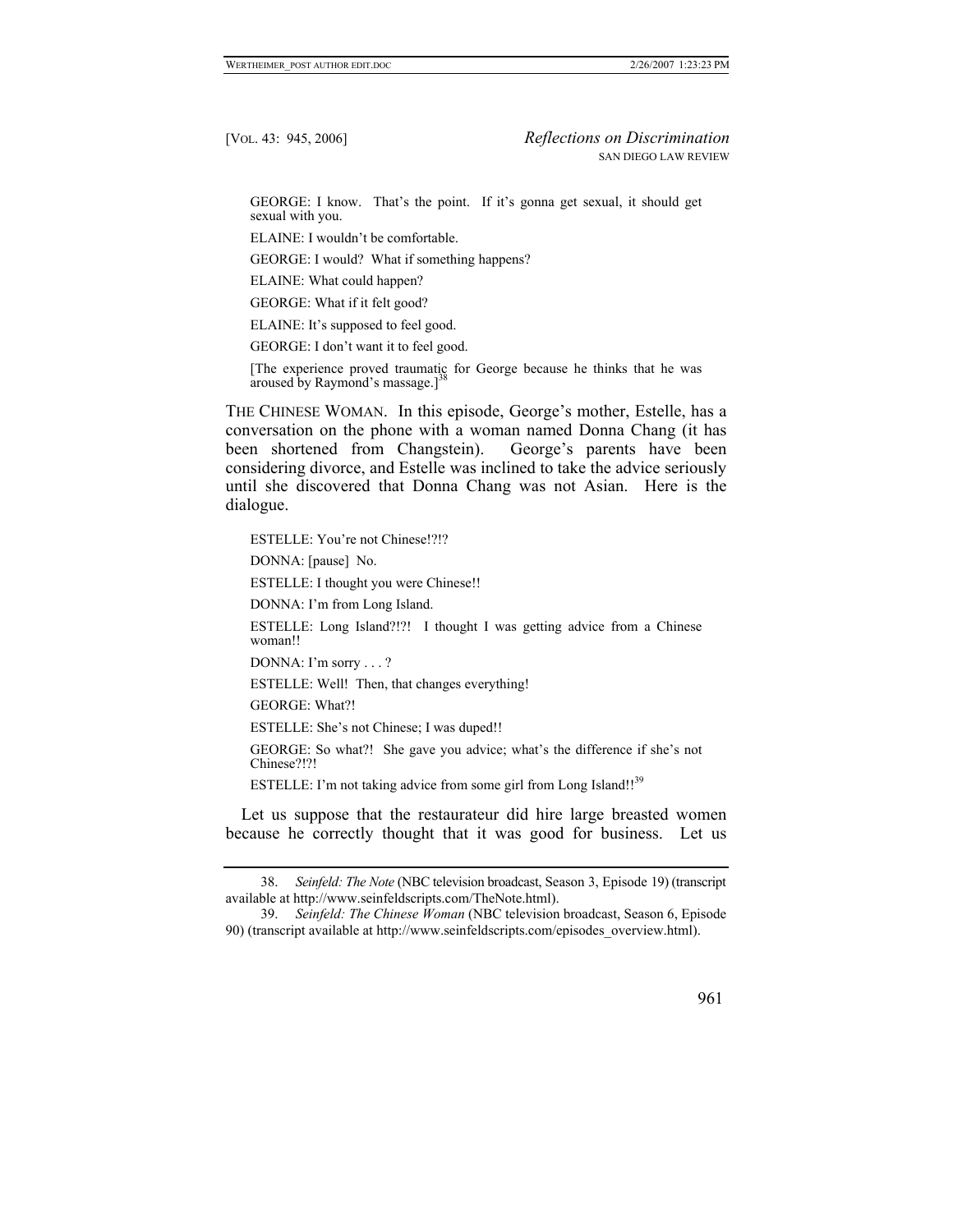GEORGE: I know. That's the point. If it's gonna get sexual, it should get sexual with you.

ELAINE: I wouldn't be comfortable.

GEORGE: I would? What if something happens?

ELAINE: What could happen?

GEORGE: What if it felt good?

ELAINE: It's supposed to feel good.

GEORGE: I don't want it to feel good.

[The experience proved traumatic for George because he thinks that he was aroused by Raymond's massage.][38]

THE CHINESE WOMAN. In this episode, George's mother, Estelle, has a conversation on the phone with a woman named Donna Chang (it has been shortened from Changstein). George's parents have been considering divorce, and Estelle was inclined to take the advice seriously until she discovered that Donna Chang was not Asian. Here is the dialogue.

ESTELLE: You're not Chinese!?!?

DONNA: [pause] No.

ESTELLE: I thought you were Chinese!!

DONNA: I'm from Long Island.

ESTELLE: Long Island?!?! I thought I was getting advice from a Chinese woman!!

DONNA: I'm sorry . . . ?

ESTELLE: Well! Then, that changes everything!

GEORGE: What?!

ESTELLE: She's not Chinese; I was duped!!

GEORGE: So what?! She gave you advice; what's the difference if she's not Chinese?!?!

ESTELLE: I'm not taking advice from some girl from Long Island!![39]

Let us suppose that the restaurateur did hire large breasted women because he correctly thought that it was good for business. Let us

---

38. *Seinfeld: The Note* (NBC television broadcast, Season 3, Episode 19) (transcript available at http://www.seinfeldscripts.com/TheNote.html).

39. *Seinfeld: The Chinese Woman* (NBC television broadcast, Season 6, Episode 90) (transcript available at http://www.seinfeldscripts.com/episodes_overview.html).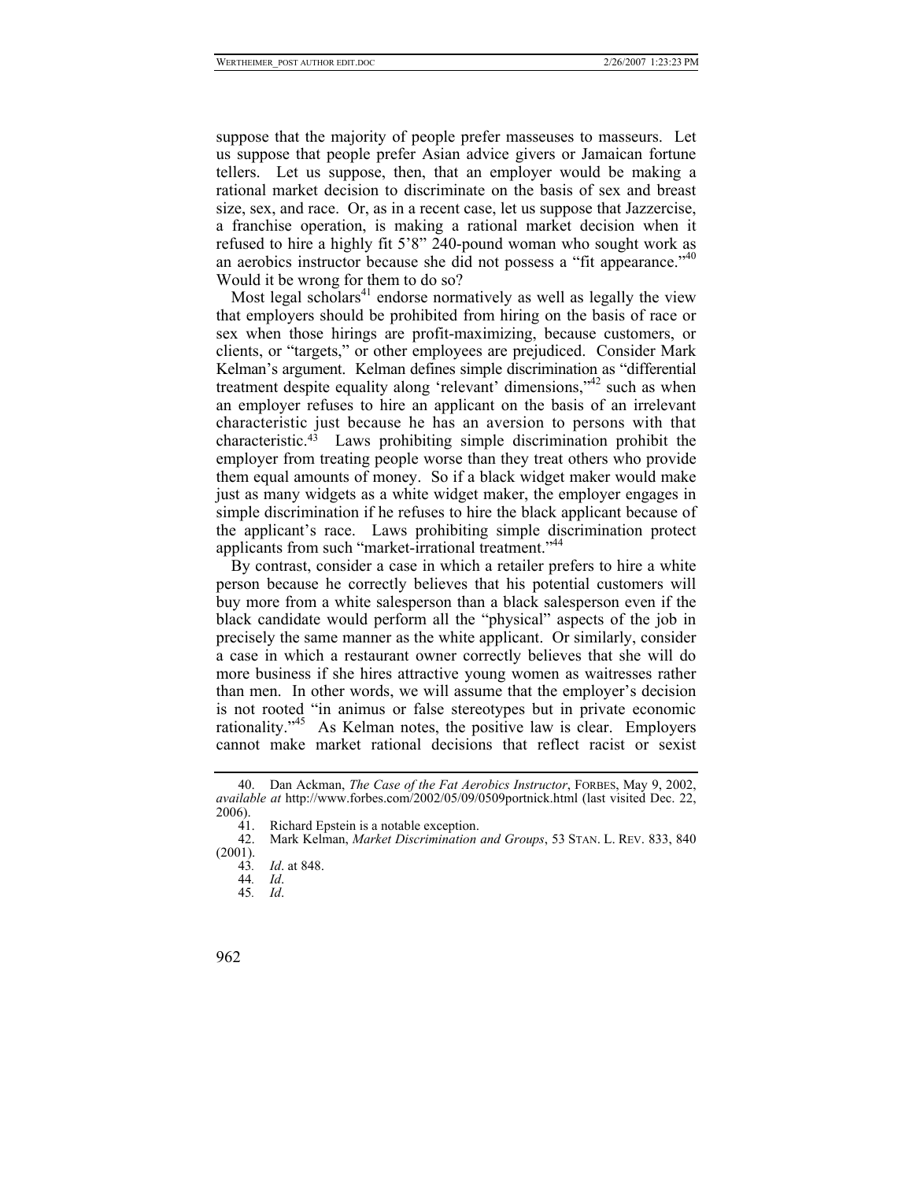suppose that the majority of people prefer masseuses to masseurs. Let us suppose that people prefer Asian advice givers or Jamaican fortune tellers. Let us suppose, then, that an employer would be making a rational market decision to discriminate on the basis of sex and breast size, sex, and race. Or, as in a recent case, let us suppose that Jazzercise, a franchise operation, is making a rational market decision when it refused to hire a highly fit 5'8" 240-pound woman who sought work as an aerobics instructor because she did not possess a "fit appearance."[40] Would it be wrong for them to do so?

Most legal scholars[41] endorse normatively as well as legally the view that employers should be prohibited from hiring on the basis of race or sex when those hirings are profit-maximizing, because customers, or clients, or "targets," or other employees are prejudiced. Consider Mark Kelman's argument. Kelman defines simple discrimination as "differential treatment despite equality along 'relevant' dimensions,"[42] such as when an employer refuses to hire an applicant on the basis of an irrelevant characteristic just because he has an aversion to persons with that characteristic.[43] Laws prohibiting simple discrimination prohibit the employer from treating people worse than they treat others who provide them equal amounts of money. So if a black widget maker would make just as many widgets as a white widget maker, the employer engages in simple discrimination if he refuses to hire the black applicant because of the applicant's race. Laws prohibiting simple discrimination protect applicants from such "market-irrational treatment."[44]

By contrast, consider a case in which a retailer prefers to hire a white person because he correctly believes that his potential customers will buy more from a white salesperson than a black salesperson even if the black candidate would perform all the "physical" aspects of the job in precisely the same manner as the white applicant. Or similarly, consider a case in which a restaurant owner correctly believes that she will do more business if she hires attractive young women as waitresses rather than men. In other words, we will assume that the employer's decision is not rooted "in animus or false stereotypes but in private economic rationality."[45] As Kelman notes, the positive law is clear. Employers cannot make market rational decisions that reflect racist or sexist

---

40. Dan Ackman, *The Case of the Fat Aerobics Instructor*, FORBES, May 9, 2002, *available at* http://www.forbes.com/2002/05/09/0509portnick.html (last visited Dec. 22, 2006).

41. Richard Epstein is a notable exception.

42. Mark Kelman, *Market Discrimination and Groups*, 53 STAN. L. REV. 833, 840 (2001).

43. *Id*. at 848.

44. *Id*.

45. *Id*.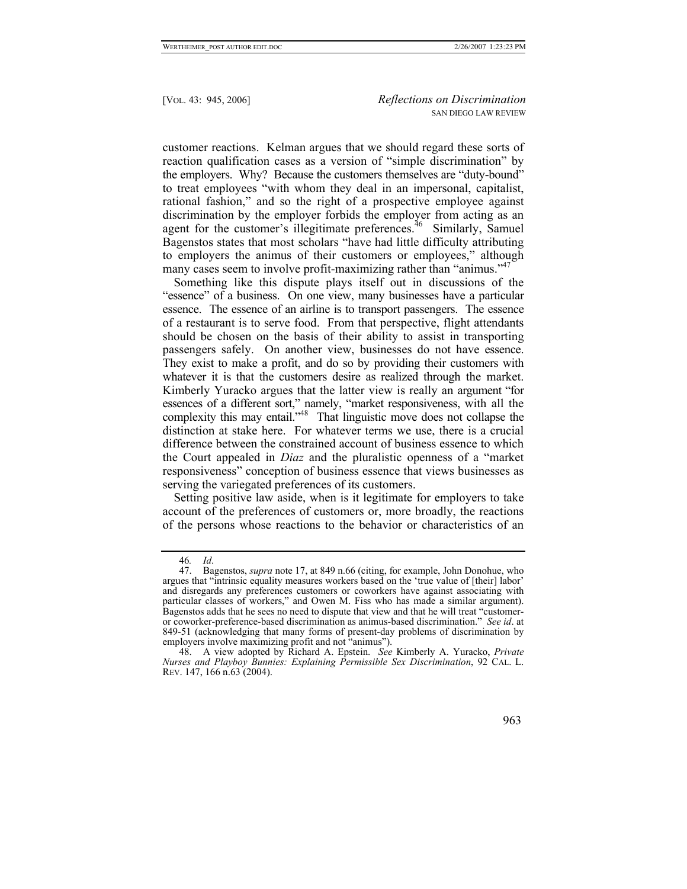customer reactions. Kelman argues that we should regard these sorts of reaction qualification cases as a version of "simple discrimination" by the employers. Why? Because the customers themselves are "duty-bound" to treat employees "with whom they deal in an impersonal, capitalist, rational fashion," and so the right of a prospective employee against discrimination by the employer forbids the employer from acting as an agent for the customer's illegitimate preferences.[46] Similarly, Samuel Bagenstos states that most scholars "have had little difficulty attributing to employers the animus of their customers or employees," although many cases seem to involve profit-maximizing rather than "animus."[47]

Something like this dispute plays itself out in discussions of the "essence" of a business. On one view, many businesses have a particular essence. The essence of an airline is to transport passengers. The essence of a restaurant is to serve food. From that perspective, flight attendants should be chosen on the basis of their ability to assist in transporting passengers safely. On another view, businesses do not have essence. They exist to make a profit, and do so by providing their customers with whatever it is that the customers desire as realized through the market. Kimberly Yuracko argues that the latter view is really an argument "for essences of a different sort," namely, "market responsiveness, with all the complexity this may entail."[48] That linguistic move does not collapse the distinction at stake here. For whatever terms we use, there is a crucial difference between the constrained account of business essence to which the Court appealed in *Diaz* and the pluralistic openness of a "market responsiveness" conception of business essence that views businesses as serving the variegated preferences of its customers.

Setting positive law aside, when is it legitimate for employers to take account of the preferences of customers or, more broadly, the reactions of the persons whose reactions to the behavior or characteristics of an

---

46. *Id*.

47. Bagenstos, *supra* note 17, at 849 n.66 (citing, for example, John Donohue, who argues that "intrinsic equality measures workers based on the 'true value of [their] labor' and disregards any preferences customers or coworkers have against associating with particular classes of workers," and Owen M. Fiss who has made a similar argument). Bagenstos adds that he sees no need to dispute that view and that he will treat "customer- or coworker-preference-based discrimination as animus-based discrimination." *See id*. at 849-51 (acknowledging that many forms of present-day problems of discrimination by employers involve maximizing profit and not "animus").

48. A view adopted by Richard A. Epstein. *See* Kimberly A. Yuracko, *Private Nurses and Playboy Bunnies: Explaining Permissible Sex Discrimination*, 92 CAL. L. REV. 147, 166 n.63 (2004).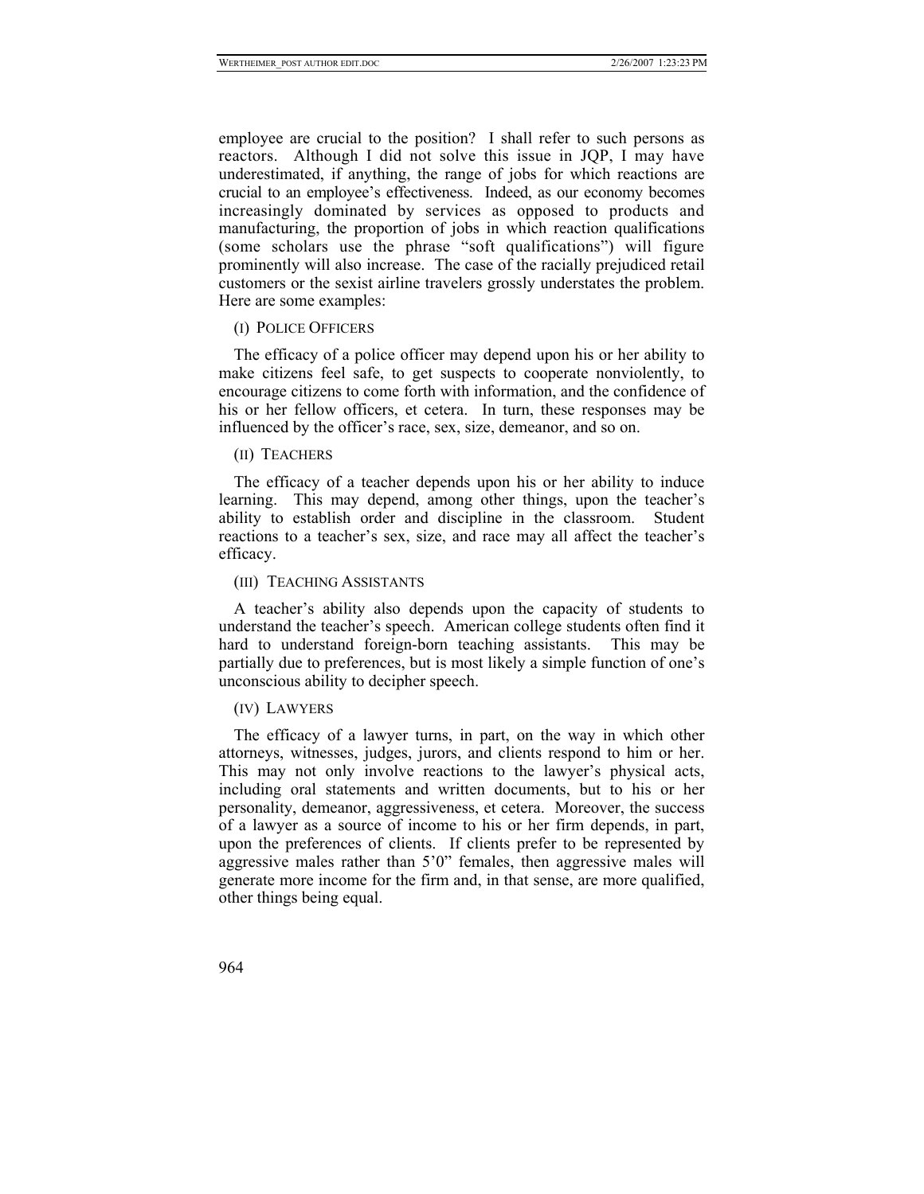employee are crucial to the position? I shall refer to such persons as reactors. Although I did not solve this issue in JQP, I may have underestimated, if anything, the range of jobs for which reactions are crucial to an employee's effectiveness. Indeed, as our economy becomes increasingly dominated by services as opposed to products and manufacturing, the proportion of jobs in which reaction qualifications (some scholars use the phrase "soft qualifications") will figure prominently will also increase. The case of the racially prejudiced retail customers or the sexist airline travelers grossly understates the problem. Here are some examples:

(I) POLICE OFFICERS

The efficacy of a police officer may depend upon his or her ability to make citizens feel safe, to get suspects to cooperate nonviolently, to encourage citizens to come forth with information, and the confidence of his or her fellow officers, et cetera. In turn, these responses may be influenced by the officer's race, sex, size, demeanor, and so on.

(II) TEACHERS

The efficacy of a teacher depends upon his or her ability to induce learning. This may depend, among other things, upon the teacher's ability to establish order and discipline in the classroom. Student reactions to a teacher's sex, size, and race may all affect the teacher's efficacy.

(III) TEACHING ASSISTANTS

A teacher's ability also depends upon the capacity of students to understand the teacher's speech. American college students often find it hard to understand foreign-born teaching assistants. This may be partially due to preferences, but is most likely a simple function of one's unconscious ability to decipher speech.

(IV) LAWYERS

The efficacy of a lawyer turns, in part, on the way in which other attorneys, witnesses, judges, jurors, and clients respond to him or her. This may not only involve reactions to the lawyer's physical acts, including oral statements and written documents, but to his or her personality, demeanor, aggressiveness, et cetera. Moreover, the success of a lawyer as a source of income to his or her firm depends, in part, upon the preferences of clients. If clients prefer to be represented by aggressive males rather than 5'0" females, then aggressive males will generate more income for the firm and, in that sense, are more qualified, other things being equal.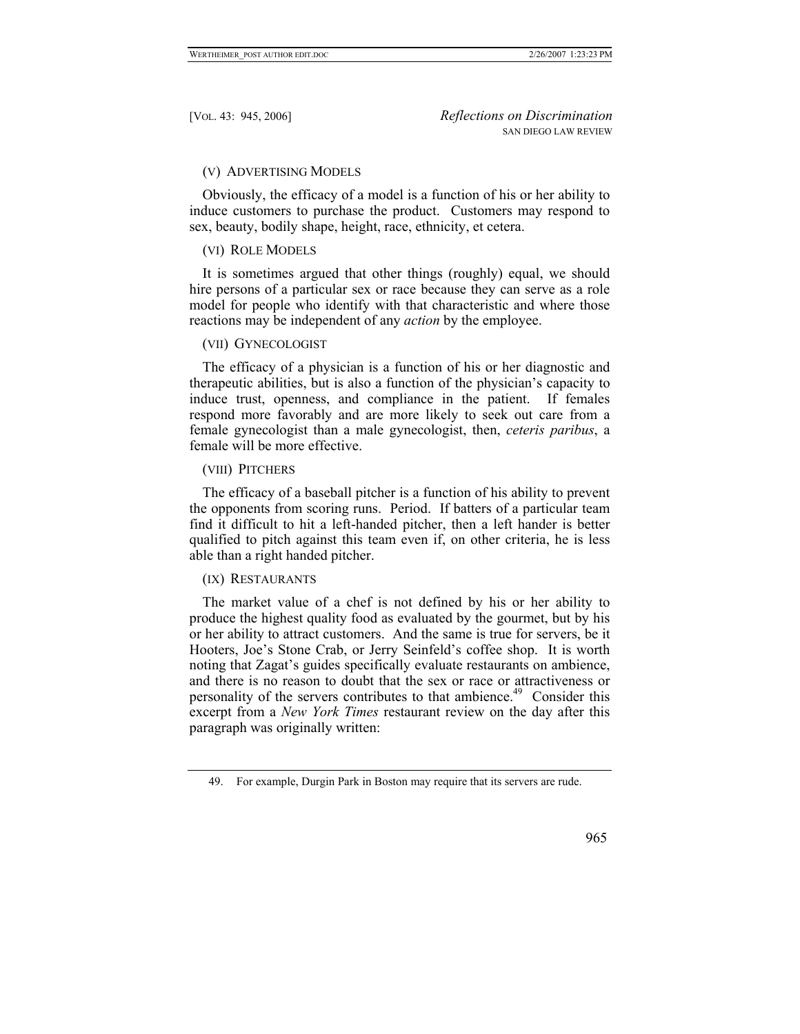(V) ADVERTISING MODELS

Obviously, the efficacy of a model is a function of his or her ability to induce customers to purchase the product. Customers may respond to sex, beauty, bodily shape, height, race, ethnicity, et cetera.

(VI) ROLE MODELS

It is sometimes argued that other things (roughly) equal, we should hire persons of a particular sex or race because they can serve as a role model for people who identify with that characteristic and where those reactions may be independent of any *action* by the employee.

(VII) GYNECOLOGIST

The efficacy of a physician is a function of his or her diagnostic and therapeutic abilities, but is also a function of the physician's capacity to induce trust, openness, and compliance in the patient. If females respond more favorably and are more likely to seek out care from a female gynecologist than a male gynecologist, then, *ceteris paribus*, a female will be more effective.

(VIII) PITCHERS

The efficacy of a baseball pitcher is a function of his ability to prevent the opponents from scoring runs. Period. If batters of a particular team find it difficult to hit a left-handed pitcher, then a left hander is better qualified to pitch against this team even if, on other criteria, he is less able than a right handed pitcher.

(IX) RESTAURANTS

The market value of a chef is not defined by his or her ability to produce the highest quality food as evaluated by the gourmet, but by his or her ability to attract customers. And the same is true for servers, be it Hooters, Joe's Stone Crab, or Jerry Seinfeld's coffee shop. It is worth noting that Zagat's guides specifically evaluate restaurants on ambience, and there is no reason to doubt that the sex or race or attractiveness or personality of the servers contributes to that ambience.[49] Consider this excerpt from a *New York Times* restaurant review on the day after this paragraph was originally written:

49. For example, Durgin Park in Boston may require that its servers are rude.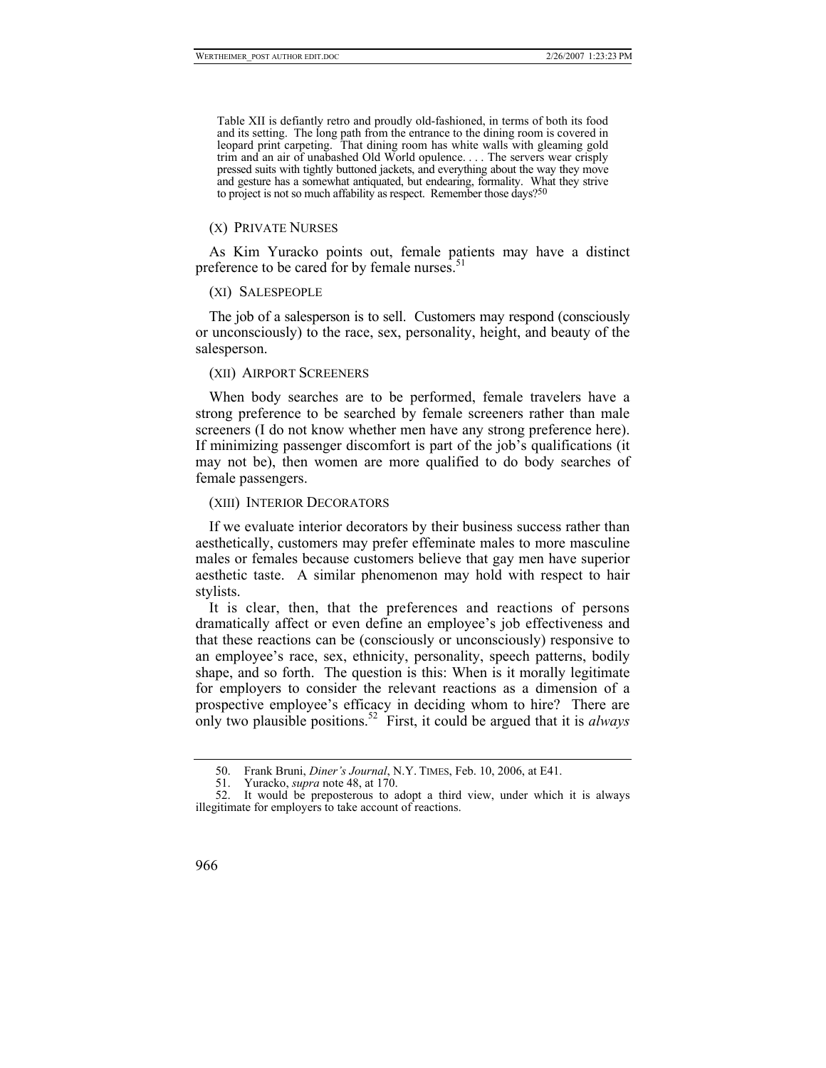> Table XII is defiantly retro and proudly old-fashioned, in terms of both its food and its setting. The long path from the entrance to the dining room is covered in leopard print carpeting. That dining room has white walls with gleaming gold trim and an air of unabashed Old World opulence. . . . The servers wear crisply pressed suits with tightly buttoned jackets, and everything about the way they move and gesture has a somewhat antiquated, but endearing, formality. What they strive to project is not so much affability as respect. Remember those days?[50]

(X) PRIVATE NURSES

As Kim Yuracko points out, female patients may have a distinct preference to be cared for by female nurses.[51]

(XI) SALESPEOPLE

The job of a salesperson is to sell. Customers may respond (consciously or unconsciously) to the race, sex, personality, height, and beauty of the salesperson.

(XII) AIRPORT SCREENERS

When body searches are to be performed, female travelers have a strong preference to be searched by female screeners rather than male screeners (I do not know whether men have any strong preference here). If minimizing passenger discomfort is part of the job's qualifications (it may not be), then women are more qualified to do body searches of female passengers.

(XIII) INTERIOR DECORATORS

If we evaluate interior decorators by their business success rather than aesthetically, customers may prefer effeminate males to more masculine males or females because customers believe that gay men have superior aesthetic taste. A similar phenomenon may hold with respect to hair stylists.

It is clear, then, that the preferences and reactions of persons dramatically affect or even define an employee's job effectiveness and that these reactions can be (consciously or unconsciously) responsive to an employee's race, sex, ethnicity, personality, speech patterns, bodily shape, and so forth. The question is this: When is it morally legitimate for employers to consider the relevant reactions as a dimension of a prospective employee's efficacy in deciding whom to hire? There are only two plausible positions.[52] First, it could be argued that it is *always*

---

50. Frank Bruni, *Diner's Journal*, N.Y. TIMES, Feb. 10, 2006, at E41.

51. Yuracko, *supra* note 48, at 170.

52. It would be preposterous to adopt a third view, under which it is always illegitimate for employers to take account of reactions.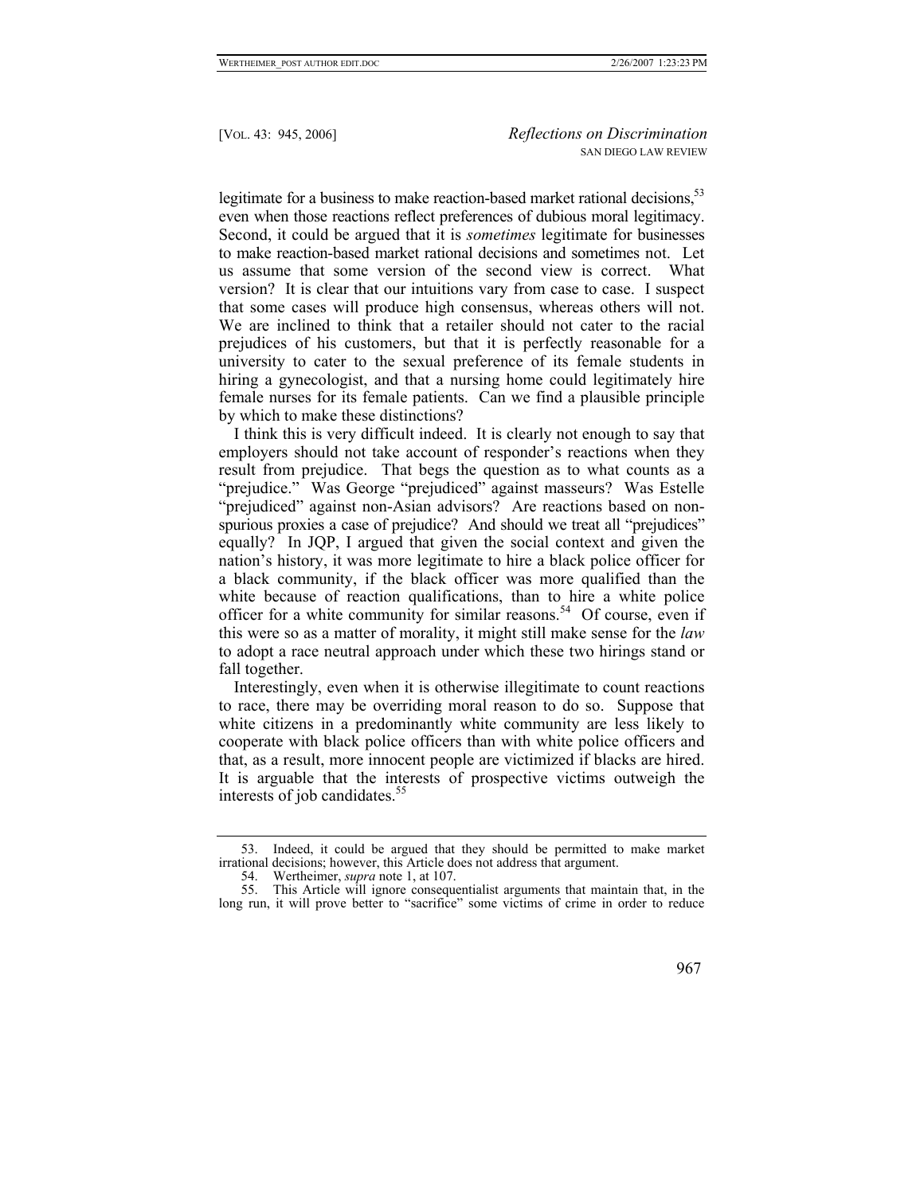legitimate for a business to make reaction-based market rational decisions,[53] even when those reactions reflect preferences of dubious moral legitimacy. Second, it could be argued that it is *sometimes* legitimate for businesses to make reaction-based market rational decisions and sometimes not. Let us assume that some version of the second view is correct. What version? It is clear that our intuitions vary from case to case. I suspect that some cases will produce high consensus, whereas others will not. We are inclined to think that a retailer should not cater to the racial prejudices of his customers, but that it is perfectly reasonable for a university to cater to the sexual preference of its female students in hiring a gynecologist, and that a nursing home could legitimately hire female nurses for its female patients. Can we find a plausible principle by which to make these distinctions?

I think this is very difficult indeed. It is clearly not enough to say that employers should not take account of responder's reactions when they result from prejudice. That begs the question as to what counts as a "prejudice." Was George "prejudiced" against masseurs? Was Estelle "prejudiced" against non-Asian advisors? Are reactions based on non-spurious proxies a case of prejudice? And should we treat all "prejudices" equally? In JQP, I argued that given the social context and given the nation's history, it was more legitimate to hire a black police officer for a black community, if the black officer was more qualified than the white because of reaction qualifications, than to hire a white police officer for a white community for similar reasons.[54] Of course, even if this were so as a matter of morality, it might still make sense for the *law* to adopt a race neutral approach under which these two hirings stand or fall together.

Interestingly, even when it is otherwise illegitimate to count reactions to race, there may be overriding moral reason to do so. Suppose that white citizens in a predominantly white community are less likely to cooperate with black police officers than with white police officers and that, as a result, more innocent people are victimized if blacks are hired. It is arguable that the interests of prospective victims outweigh the interests of job candidates.[55]

---

53. Indeed, it could be argued that they should be permitted to make market irrational decisions; however, this Article does not address that argument.

54. Wertheimer, *supra* note 1, at 107.

55. This Article will ignore consequentialist arguments that maintain that, in the long run, it will prove better to "sacrifice" some victims of crime in order to reduce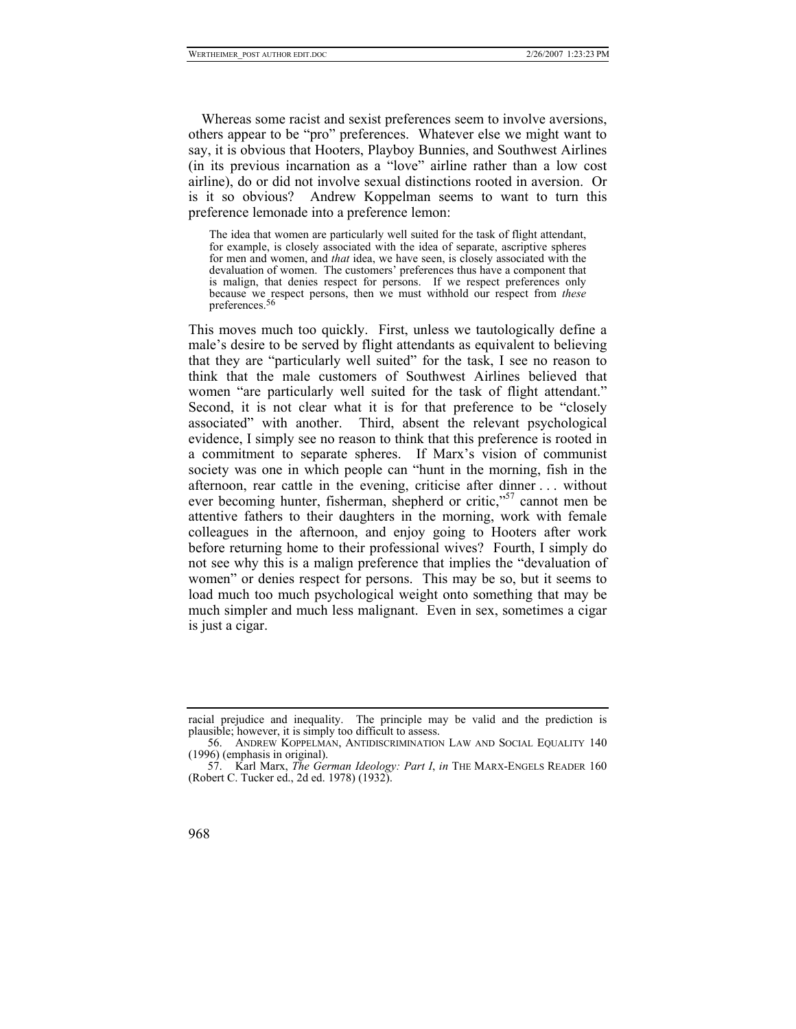Whereas some racist and sexist preferences seem to involve aversions, others appear to be "pro" preferences. Whatever else we might want to say, it is obvious that Hooters, Playboy Bunnies, and Southwest Airlines (in its previous incarnation as a "love" airline rather than a low cost airline), do or did not involve sexual distinctions rooted in aversion. Or is it so obvious? Andrew Koppelman seems to want to turn this preference lemonade into a preference lemon:

> The idea that women are particularly well suited for the task of flight attendant, for example, is closely associated with the idea of separate, ascriptive spheres for men and women, and *that* idea, we have seen, is closely associated with the devaluation of women. The customers' preferences thus have a component that is malign, that denies respect for persons. If we respect preferences only because we respect persons, then we must withhold our respect from *these* preferences.[56]

This moves much too quickly. First, unless we tautologically define a male's desire to be served by flight attendants as equivalent to believing that they are "particularly well suited" for the task, I see no reason to think that the male customers of Southwest Airlines believed that women "are particularly well suited for the task of flight attendant." Second, it is not clear what it is for that preference to be "closely associated" with another. Third, absent the relevant psychological evidence, I simply see no reason to think that this preference is rooted in a commitment to separate spheres. If Marx's vision of communist society was one in which people can "hunt in the morning, fish in the afternoon, rear cattle in the evening, criticise after dinner . . . without ever becoming hunter, fisherman, shepherd or critic,"[57] cannot men be attentive fathers to their daughters in the morning, work with female colleagues in the afternoon, and enjoy going to Hooters after work before returning home to their professional wives? Fourth, I simply do not see why this is a malign preference that implies the "devaluation of women" or denies respect for persons. This may be so, but it seems to load much too much psychological weight onto something that may be much simpler and much less malignant. Even in sex, sometimes a cigar is just a cigar.

---

racial prejudice and inequality. The principle may be valid and the prediction is plausible; however, it is simply too difficult to assess.

56. ANDREW KOPPELMAN, ANTIDISCRIMINATION LAW AND SOCIAL EQUALITY 140 (1996) (emphasis in original).

57. Karl Marx, *The German Ideology: Part I*, *in* THE MARX-ENGELS READER 160 (Robert C. Tucker ed., 2d ed. 1978) (1932).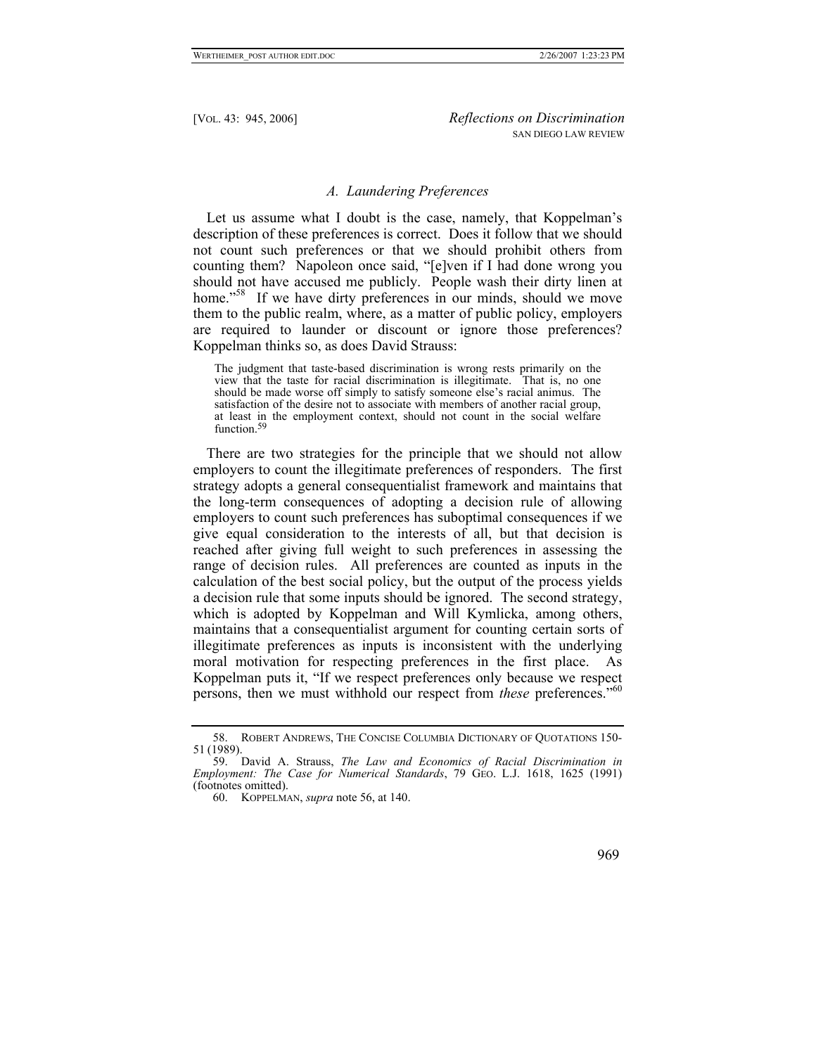### *A. Laundering Preferences*

Let us assume what I doubt is the case, namely, that Koppelman's description of these preferences is correct. Does it follow that we should not count such preferences or that we should prohibit others from counting them? Napoleon once said, "[e]ven if I had done wrong you should not have accused me publicly. People wash their dirty linen at home."[58] If we have dirty preferences in our minds, should we move them to the public realm, where, as a matter of public policy, employers are required to launder or discount or ignore those preferences? Koppelman thinks so, as does David Strauss:

> The judgment that taste-based discrimination is wrong rests primarily on the view that the taste for racial discrimination is illegitimate. That is, no one should be made worse off simply to satisfy someone else's racial animus. The satisfaction of the desire not to associate with members of another racial group, at least in the employment context, should not count in the social welfare function.[59]

There are two strategies for the principle that we should not allow employers to count the illegitimate preferences of responders. The first strategy adopts a general consequentialist framework and maintains that the long-term consequences of adopting a decision rule of allowing employers to count such preferences has suboptimal consequences if we give equal consideration to the interests of all, but that decision is reached after giving full weight to such preferences in assessing the range of decision rules. All preferences are counted as inputs in the calculation of the best social policy, but the output of the process yields a decision rule that some inputs should be ignored. The second strategy, which is adopted by Koppelman and Will Kymlicka, among others, maintains that a consequentialist argument for counting certain sorts of illegitimate preferences as inputs is inconsistent with the underlying moral motivation for respecting preferences in the first place. As Koppelman puts it, "If we respect preferences only because we respect persons, then we must withhold our respect from *these* preferences."[60]

---

58. ROBERT ANDREWS, THE CONCISE COLUMBIA DICTIONARY OF QUOTATIONS 150-51 (1989).

59. David A. Strauss, *The Law and Economics of Racial Discrimination in Employment: The Case for Numerical Standards*, 79 GEO. L.J. 1618, 1625 (1991) (footnotes omitted).

60. KOPPELMAN, *supra* note 56, at 140.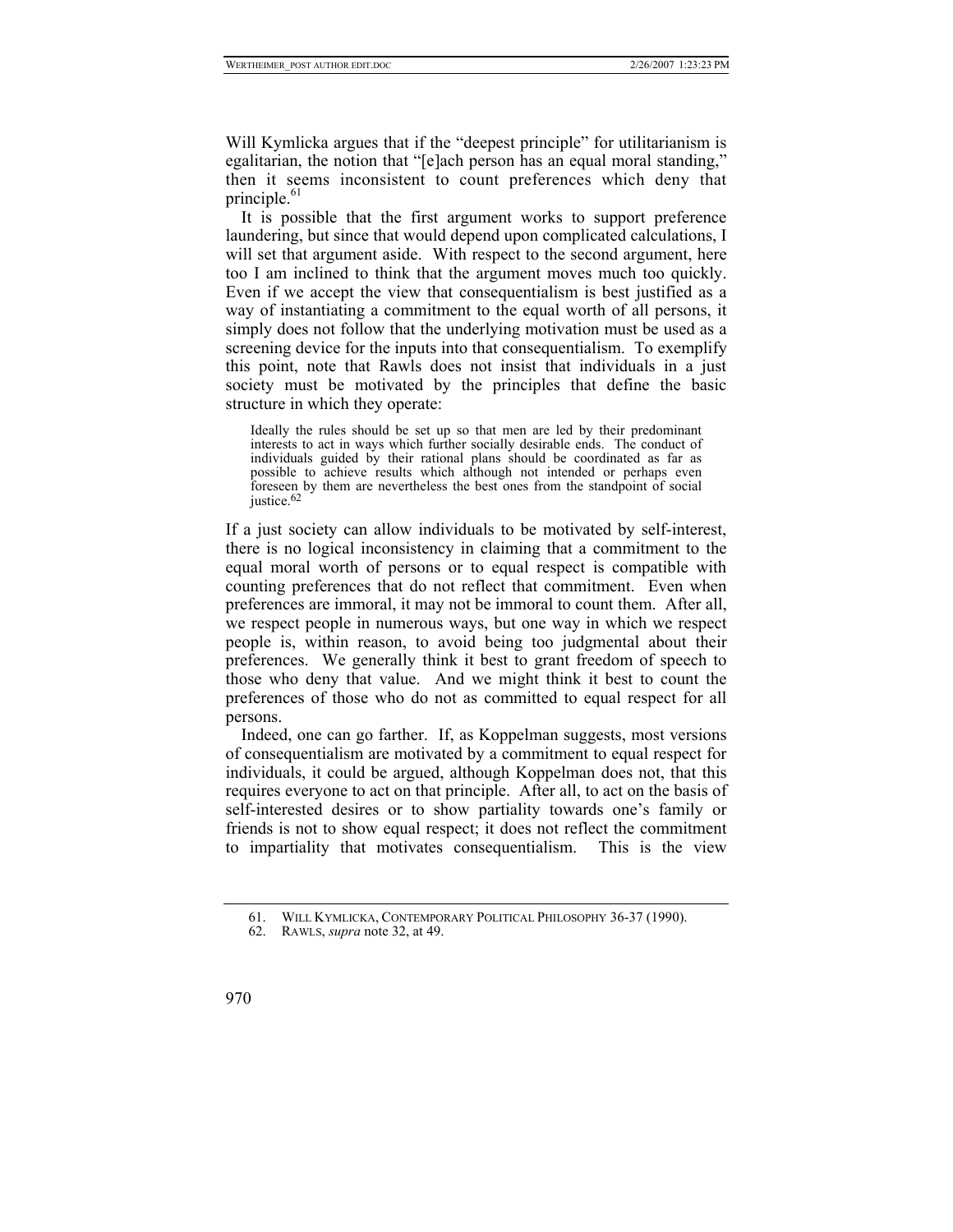Will Kymlicka argues that if the "deepest principle" for utilitarianism is egalitarian, the notion that "[e]ach person has an equal moral standing," then it seems inconsistent to count preferences which deny that principle.[61]

It is possible that the first argument works to support preference laundering, but since that would depend upon complicated calculations, I will set that argument aside. With respect to the second argument, here too I am inclined to think that the argument moves much too quickly. Even if we accept the view that consequentialism is best justified as a way of instantiating a commitment to the equal worth of all persons, it simply does not follow that the underlying motivation must be used as a screening device for the inputs into that consequentialism. To exemplify this point, note that Rawls does not insist that individuals in a just society must be motivated by the principles that define the basic structure in which they operate:

> Ideally the rules should be set up so that men are led by their predominant interests to act in ways which further socially desirable ends. The conduct of individuals guided by their rational plans should be coordinated as far as possible to achieve results which although not intended or perhaps even foreseen by them are nevertheless the best ones from the standpoint of social justice.[62]

If a just society can allow individuals to be motivated by self-interest, there is no logical inconsistency in claiming that a commitment to the equal moral worth of persons or to equal respect is compatible with counting preferences that do not reflect that commitment. Even when preferences are immoral, it may not be immoral to count them. After all, we respect people in numerous ways, but one way in which we respect people is, within reason, to avoid being too judgmental about their preferences. We generally think it best to grant freedom of speech to those who deny that value. And we might think it best to count the preferences of those who do not as committed to equal respect for all persons.

Indeed, one can go farther. If, as Koppelman suggests, most versions of consequentialism are motivated by a commitment to equal respect for individuals, it could be argued, although Koppelman does not, that this requires everyone to act on that principle. After all, to act on the basis of self-interested desires or to show partiality towards one's family or friends is not to show equal respect; it does not reflect the commitment to impartiality that motivates consequentialism. This is the view

---

61. WILL KYMLICKA, CONTEMPORARY POLITICAL PHILOSOPHY 36-37 (1990).

62. RAWLS, *supra* note 32, at 49.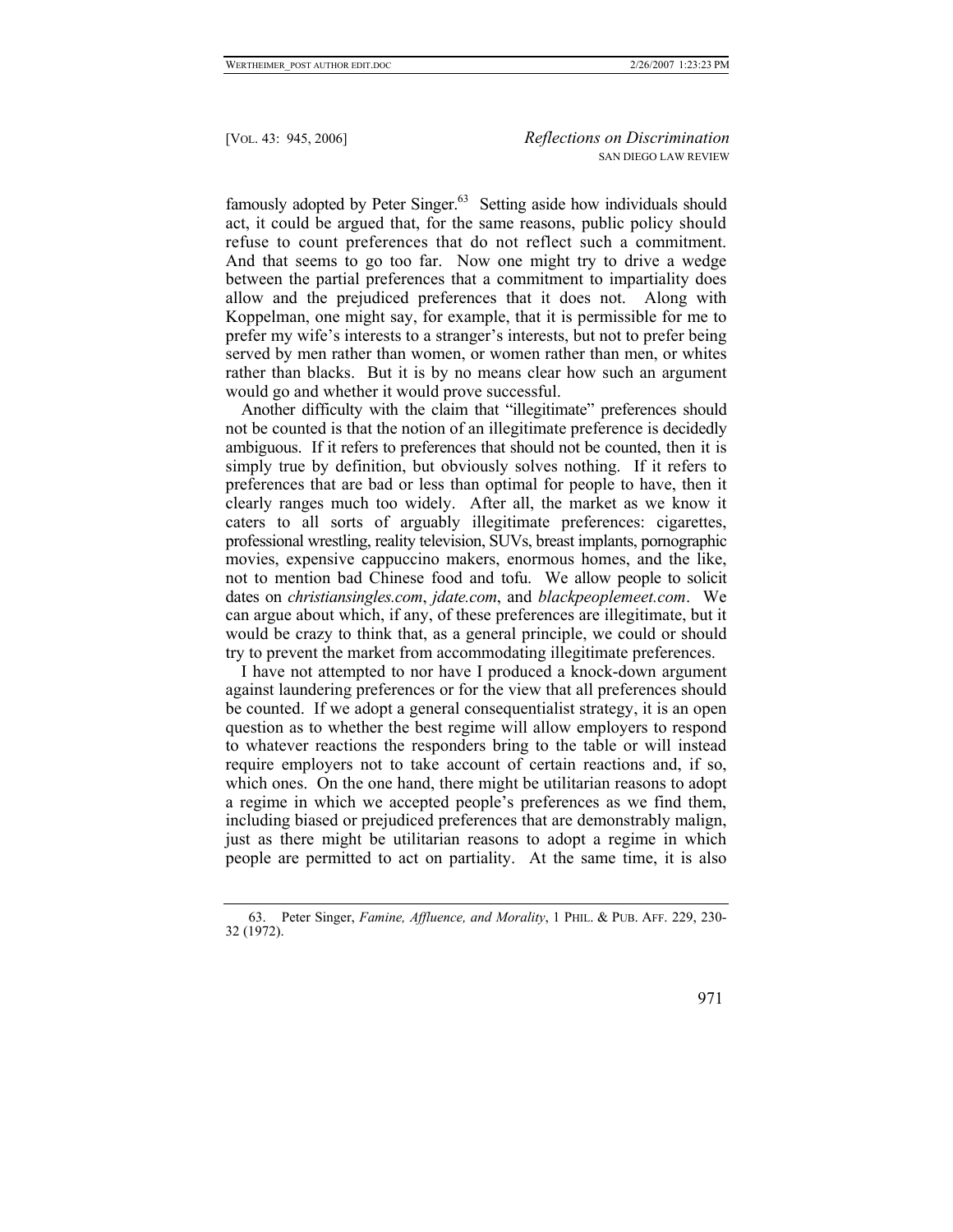famously adopted by Peter Singer.[63] Setting aside how individuals should act, it could be argued that, for the same reasons, public policy should refuse to count preferences that do not reflect such a commitment. And that seems to go too far. Now one might try to drive a wedge between the partial preferences that a commitment to impartiality does allow and the prejudiced preferences that it does not. Along with Koppelman, one might say, for example, that it is permissible for me to prefer my wife's interests to a stranger's interests, but not to prefer being served by men rather than women, or women rather than men, or whites rather than blacks. But it is by no means clear how such an argument would go and whether it would prove successful.

Another difficulty with the claim that "illegitimate" preferences should not be counted is that the notion of an illegitimate preference is decidedly ambiguous. If it refers to preferences that should not be counted, then it is simply true by definition, but obviously solves nothing. If it refers to preferences that are bad or less than optimal for people to have, then it clearly ranges much too widely. After all, the market as we know it caters to all sorts of arguably illegitimate preferences: cigarettes, professional wrestling, reality television, SUVs, breast implants, pornographic movies, expensive cappuccino makers, enormous homes, and the like, not to mention bad Chinese food and tofu. We allow people to solicit dates on *christiansingles.com*, *jdate.com*, and *blackpeoplemeet.com*. We can argue about which, if any, of these preferences are illegitimate, but it would be crazy to think that, as a general principle, we could or should try to prevent the market from accommodating illegitimate preferences.

I have not attempted to nor have I produced a knock-down argument against laundering preferences or for the view that all preferences should be counted. If we adopt a general consequentialist strategy, it is an open question as to whether the best regime will allow employers to respond to whatever reactions the responders bring to the table or will instead require employers not to take account of certain reactions and, if so, which ones. On the one hand, there might be utilitarian reasons to adopt a regime in which we accepted people's preferences as we find them, including biased or prejudiced preferences that are demonstrably malign, just as there might be utilitarian reasons to adopt a regime in which people are permitted to act on partiality. At the same time, it is also

---

63. Peter Singer, *Famine, Affluence, and Morality*, 1 PHIL. & PUB. AFF. 229, 230-32 (1972).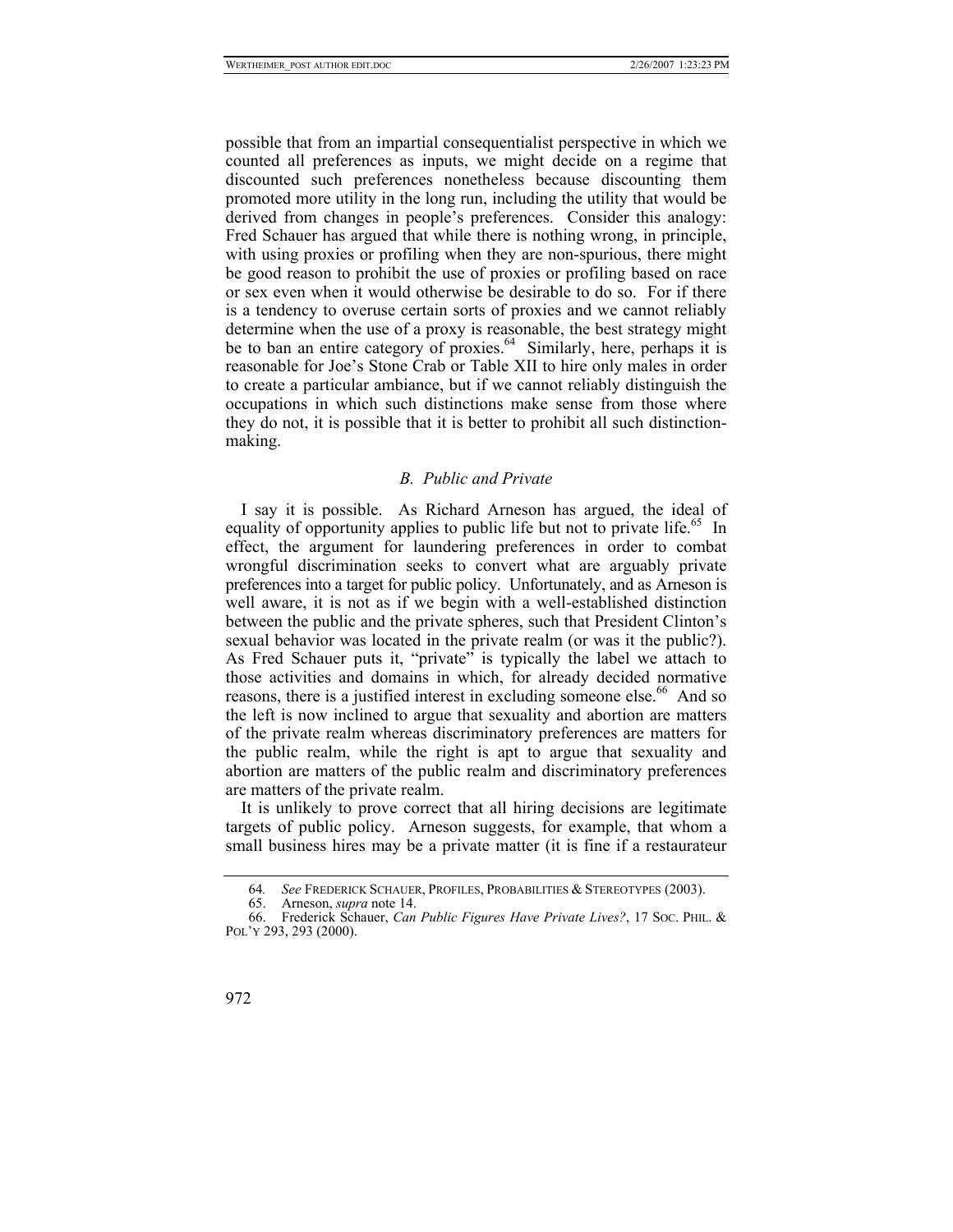possible that from an impartial consequentialist perspective in which we counted all preferences as inputs, we might decide on a regime that discounted such preferences nonetheless because discounting them promoted more utility in the long run, including the utility that would be derived from changes in people's preferences. Consider this analogy: Fred Schauer has argued that while there is nothing wrong, in principle, with using proxies or profiling when they are non-spurious, there might be good reason to prohibit the use of proxies or profiling based on race or sex even when it would otherwise be desirable to do so. For if there is a tendency to overuse certain sorts of proxies and we cannot reliably determine when the use of a proxy is reasonable, the best strategy might be to ban an entire category of proxies.[64] Similarly, here, perhaps it is reasonable for Joe's Stone Crab or Table XII to hire only males in order to create a particular ambiance, but if we cannot reliably distinguish the occupations in which such distinctions make sense from those where they do not, it is possible that it is better to prohibit all such distinction-making.

### *B. Public and Private*

I say it is possible. As Richard Arneson has argued, the ideal of equality of opportunity applies to public life but not to private life.[65] In effect, the argument for laundering preferences in order to combat wrongful discrimination seeks to convert what are arguably private preferences into a target for public policy. Unfortunately, and as Arneson is well aware, it is not as if we begin with a well-established distinction between the public and the private spheres, such that President Clinton's sexual behavior was located in the private realm (or was it the public?). As Fred Schauer puts it, "private" is typically the label we attach to those activities and domains in which, for already decided normative reasons, there is a justified interest in excluding someone else.[66] And so the left is now inclined to argue that sexuality and abortion are matters of the private realm whereas discriminatory preferences are matters for the public realm, while the right is apt to argue that sexuality and abortion are matters of the public realm and discriminatory preferences are matters of the private realm.

It is unlikely to prove correct that all hiring decisions are legitimate targets of public policy. Arneson suggests, for example, that whom a small business hires may be a private matter (it is fine if a restaurateur

---

64. *See* FREDERICK SCHAUER, PROFILES, PROBABILITIES & STEREOTYPES (2003).

65. Arneson, *supra* note 14.

66. Frederick Schauer, *Can Public Figures Have Private Lives?*, 17 SOC. PHIL. & POL'Y 293, 293 (2000).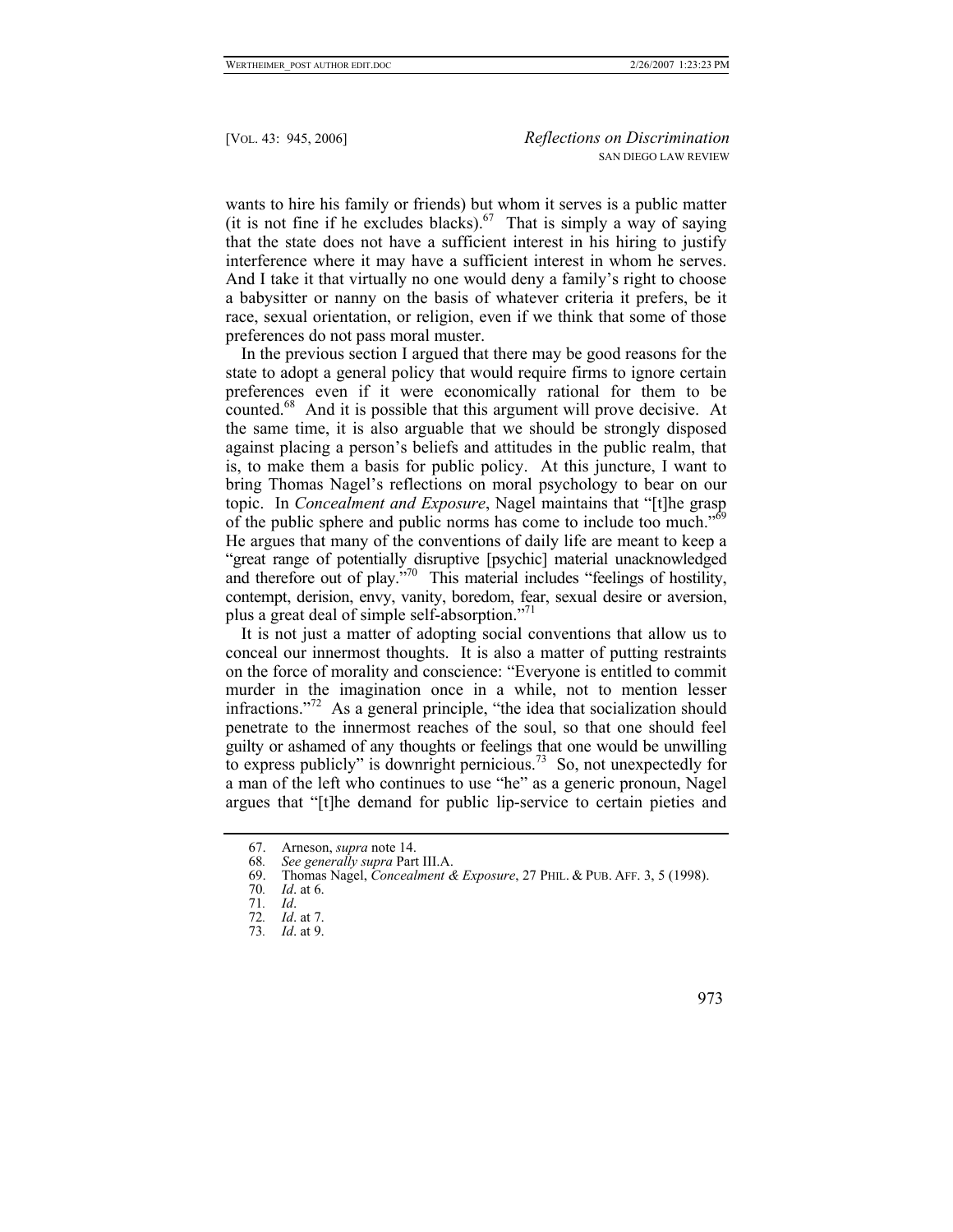wants to hire his family or friends) but whom it serves is a public matter (it is not fine if he excludes blacks).[67] That is simply a way of saying that the state does not have a sufficient interest in his hiring to justify interference where it may have a sufficient interest in whom he serves. And I take it that virtually no one would deny a family's right to choose a babysitter or nanny on the basis of whatever criteria it prefers, be it race, sexual orientation, or religion, even if we think that some of those preferences do not pass moral muster.

In the previous section I argued that there may be good reasons for the state to adopt a general policy that would require firms to ignore certain preferences even if it were economically rational for them to be counted.[68] And it is possible that this argument will prove decisive. At the same time, it is also arguable that we should be strongly disposed against placing a person's beliefs and attitudes in the public realm, that is, to make them a basis for public policy. At this juncture, I want to bring Thomas Nagel's reflections on moral psychology to bear on our topic. In *Concealment and Exposure*, Nagel maintains that "[t]he grasp of the public sphere and public norms has come to include too much."[69] He argues that many of the conventions of daily life are meant to keep a "great range of potentially disruptive [psychic] material unacknowledged and therefore out of play."[70] This material includes "feelings of hostility, contempt, derision, envy, vanity, boredom, fear, sexual desire or aversion, plus a great deal of simple self-absorption."[71]

It is not just a matter of adopting social conventions that allow us to conceal our innermost thoughts. It is also a matter of putting restraints on the force of morality and conscience: "Everyone is entitled to commit murder in the imagination once in a while, not to mention lesser infractions."[72] As a general principle, "the idea that socialization should penetrate to the innermost reaches of the soul, so that one should feel guilty or ashamed of any thoughts or feelings that one would be unwilling to express publicly" is downright pernicious.[73] So, not unexpectedly for a man of the left who continues to use "he" as a generic pronoun, Nagel argues that "[t]he demand for public lip-service to certain pieties and

---

67. Arneson, *supra* note 14.
68. *See generally supra* Part III.A.
69. Thomas Nagel, *Concealment & Exposure*, 27 PHIL. & PUB. AFF. 3, 5 (1998).
70. *Id*. at 6.
71. *Id*.
72. *Id*. at 7.
73. *Id*. at 9.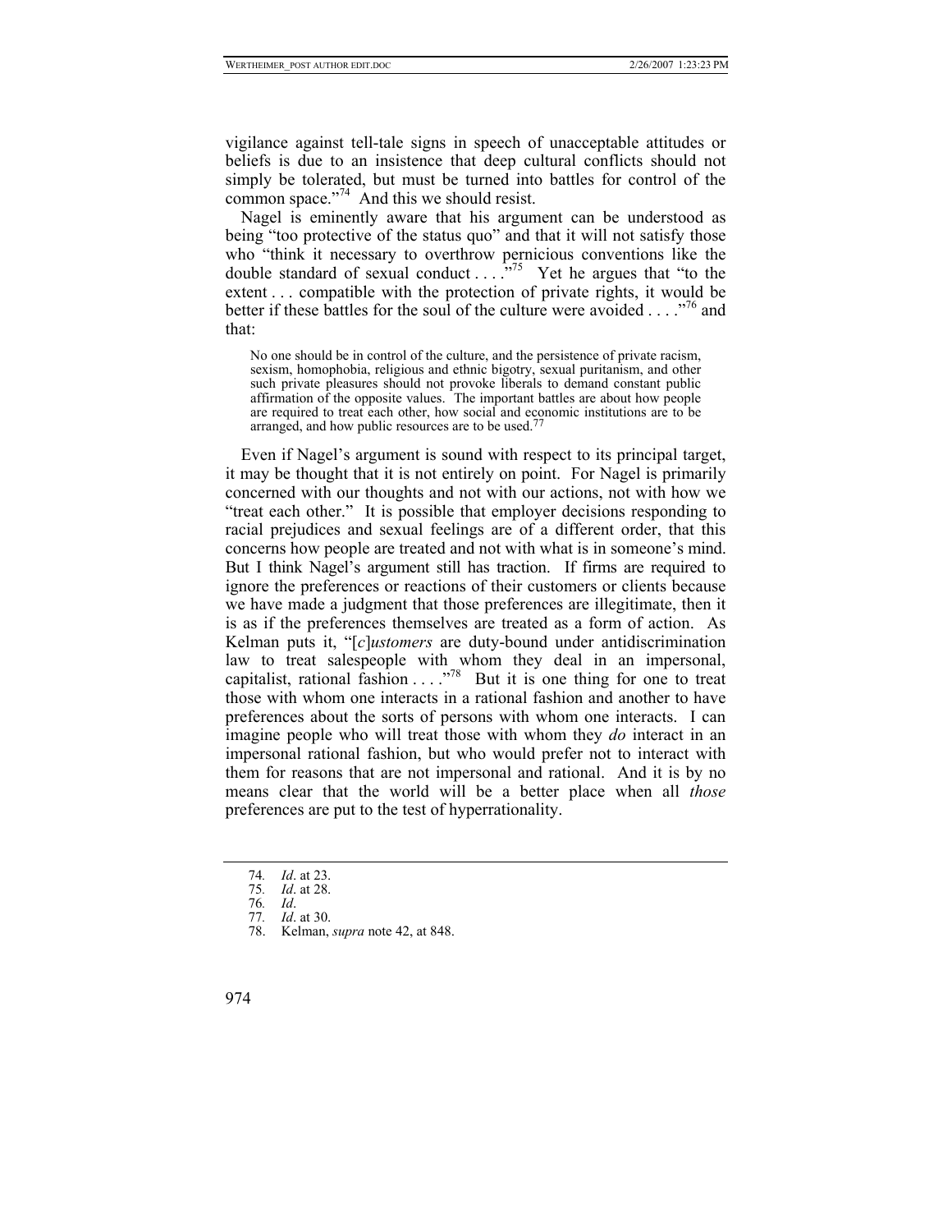vigilance against tell-tale signs in speech of unacceptable attitudes or beliefs is due to an insistence that deep cultural conflicts should not simply be tolerated, but must be turned into battles for control of the common space."[74] And this we should resist.

Nagel is eminently aware that his argument can be understood as being "too protective of the status quo" and that it will not satisfy those who "think it necessary to overthrow pernicious conventions like the double standard of sexual conduct . . . ."[75] Yet he argues that "to the extent . . . compatible with the protection of private rights, it would be better if these battles for the soul of the culture were avoided . . . ."[76] and that:

> No one should be in control of the culture, and the persistence of private racism, sexism, homophobia, religious and ethnic bigotry, sexual puritanism, and other such private pleasures should not provoke liberals to demand constant public affirmation of the opposite values. The important battles are about how people are required to treat each other, how social and economic institutions are to be arranged, and how public resources are to be used.[77]

Even if Nagel's argument is sound with respect to its principal target, it may be thought that it is not entirely on point. For Nagel is primarily concerned with our thoughts and not with our actions, not with how we "treat each other." It is possible that employer decisions responding to racial prejudices and sexual feelings are of a different order, that this concerns how people are treated and not with what is in someone's mind. But I think Nagel's argument still has traction. If firms are required to ignore the preferences or reactions of their customers or clients because we have made a judgment that those preferences are illegitimate, then it is as if the preferences themselves are treated as a form of action. As Kelman puts it, "[*c*]*ustomers* are duty-bound under antidiscrimination law to treat salespeople with whom they deal in an impersonal, capitalist, rational fashion . . . ."[78] But it is one thing for one to treat those with whom one interacts in a rational fashion and another to have preferences about the sorts of persons with whom one interacts. I can imagine people who will treat those with whom they *do* interact in an impersonal rational fashion, but who would prefer not to interact with them for reasons that are not impersonal and rational. And it is by no means clear that the world will be a better place when all *those* preferences are put to the test of hyperrationality.

---

74. *Id*. at 23.
75. *Id*. at 28.
76. *Id*.
77. *Id*. at 30.
78. Kelman, *supra* note 42, at 848.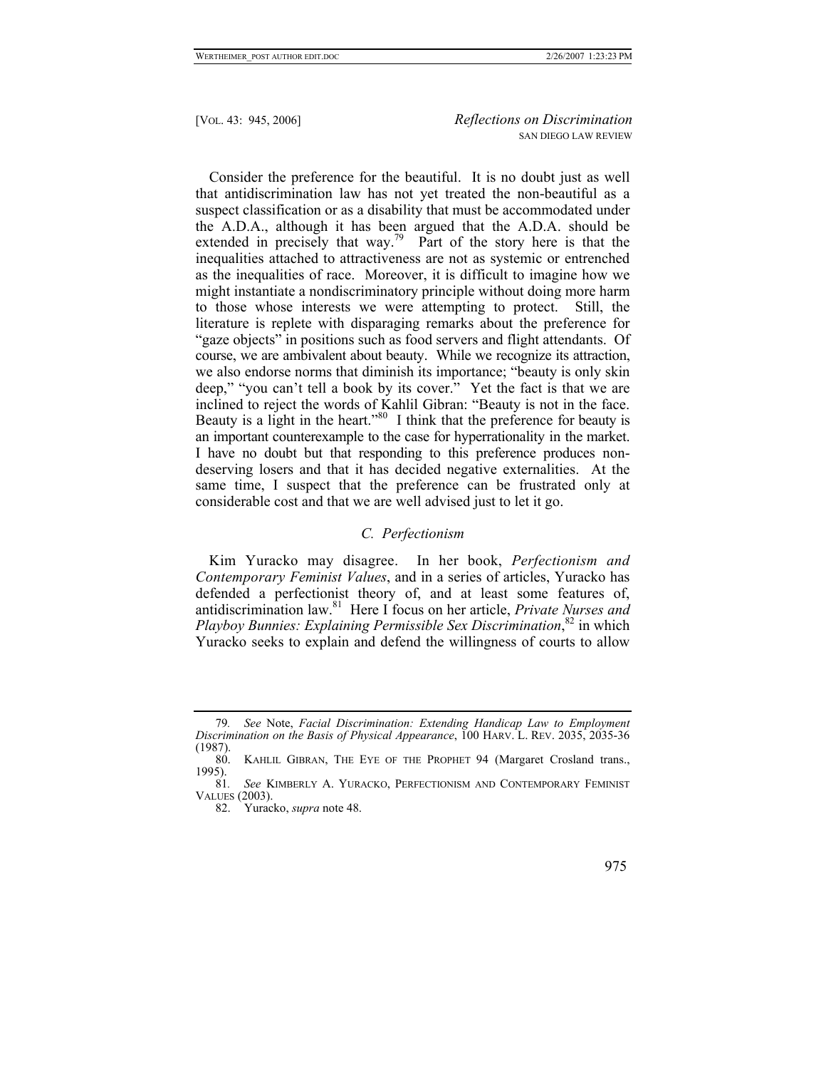Consider the preference for the beautiful. It is no doubt just as well that antidiscrimination law has not yet treated the non-beautiful as a suspect classification or as a disability that must be accommodated under the A.D.A., although it has been argued that the A.D.A. should be extended in precisely that way.[79] Part of the story here is that the inequalities attached to attractiveness are not as systemic or entrenched as the inequalities of race. Moreover, it is difficult to imagine how we might instantiate a nondiscriminatory principle without doing more harm to those whose interests we were attempting to protect. Still, the literature is replete with disparaging remarks about the preference for "gaze objects" in positions such as food servers and flight attendants. Of course, we are ambivalent about beauty. While we recognize its attraction, we also endorse norms that diminish its importance; "beauty is only skin deep," "you can't tell a book by its cover." Yet the fact is that we are inclined to reject the words of Kahlil Gibran: "Beauty is not in the face. Beauty is a light in the heart."[80] I think that the preference for beauty is an important counterexample to the case for hyperrationality in the market. I have no doubt but that responding to this preference produces non-deserving losers and that it has decided negative externalities. At the same time, I suspect that the preference can be frustrated only at considerable cost and that we are well advised just to let it go.

### *C. Perfectionism*

Kim Yuracko may disagree. In her book, *Perfectionism and Contemporary Feminist Values*, and in a series of articles, Yuracko has defended a perfectionist theory of, and at least some features of, antidiscrimination law.[81] Here I focus on her article, *Private Nurses and Playboy Bunnies: Explaining Permissible Sex Discrimination*,[82] in which Yuracko seeks to explain and defend the willingness of courts to allow

---

79. *See* Note, *Facial Discrimination: Extending Handicap Law to Employment Discrimination on the Basis of Physical Appearance*, 100 HARV. L. REV. 2035, 2035-36 (1987).

80. KAHLIL GIBRAN, THE EYE OF THE PROPHET 94 (Margaret Crosland trans., 1995).

81. *See* KIMBERLY A. YURACKO, PERFECTIONISM AND CONTEMPORARY FEMINIST VALUES (2003).

82. Yuracko, *supra* note 48.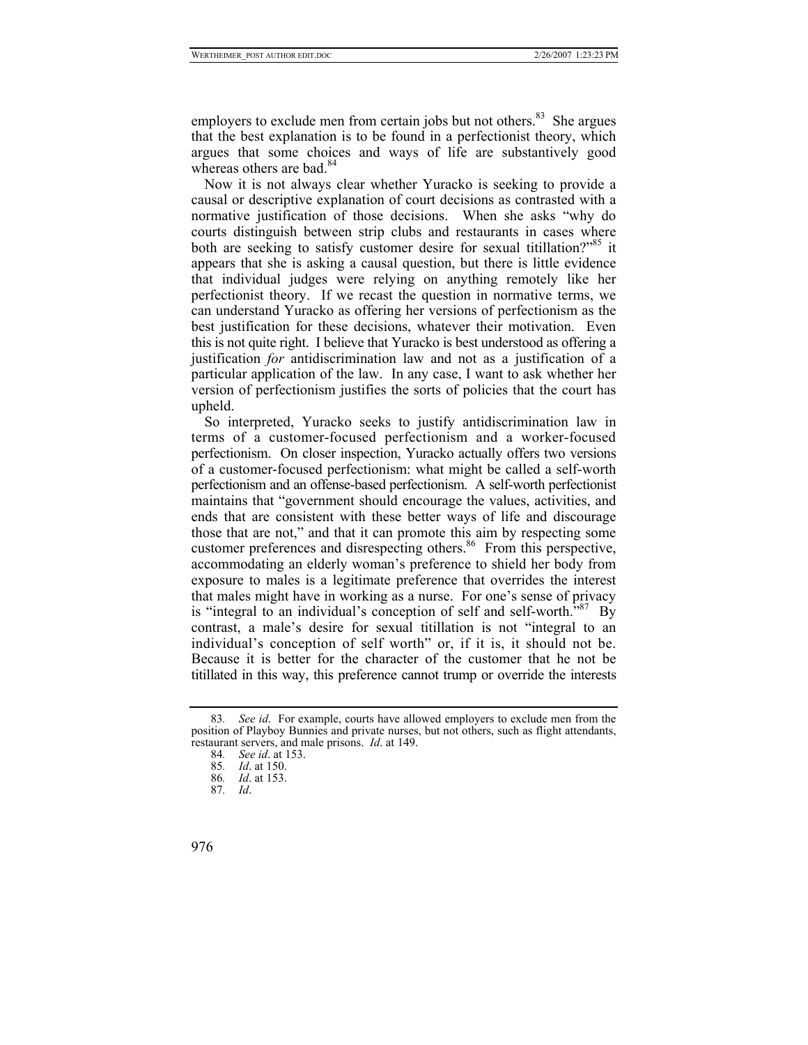employers to exclude men from certain jobs but not others.[83] She argues that the best explanation is to be found in a perfectionist theory, which argues that some choices and ways of life are substantively good whereas others are bad.[84]

Now it is not always clear whether Yuracko is seeking to provide a causal or descriptive explanation of court decisions as contrasted with a normative justification of those decisions. When she asks "why do courts distinguish between strip clubs and restaurants in cases where both are seeking to satisfy customer desire for sexual titillation?"[85] it appears that she is asking a causal question, but there is little evidence that individual judges were relying on anything remotely like her perfectionist theory. If we recast the question in normative terms, we can understand Yuracko as offering her versions of perfectionism as the best justification for these decisions, whatever their motivation. Even this is not quite right. I believe that Yuracko is best understood as offering a justification *for* antidiscrimination law and not as a justification of a particular application of the law. In any case, I want to ask whether her version of perfectionism justifies the sorts of policies that the court has upheld.

So interpreted, Yuracko seeks to justify antidiscrimination law in terms of a customer-focused perfectionism and a worker-focused perfectionism. On closer inspection, Yuracko actually offers two versions of a customer-focused perfectionism: what might be called a self-worth perfectionism and an offense-based perfectionism. A self-worth perfectionist maintains that "government should encourage the values, activities, and ends that are consistent with these better ways of life and discourage those that are not," and that it can promote this aim by respecting some customer preferences and disrespecting others.[86] From this perspective, accommodating an elderly woman's preference to shield her body from exposure to males is a legitimate preference that overrides the interest that males might have in working as a nurse. For one's sense of privacy is "integral to an individual's conception of self and self-worth."[87] By contrast, a male's desire for sexual titillation is not "integral to an individual's conception of self worth" or, if it is, it should not be. Because it is better for the character of the customer that he not be titillated in this way, this preference cannot trump or override the interests

83. *See id*. For example, courts have allowed employers to exclude men from the position of Playboy Bunnies and private nurses, but not others, such as flight attendants, restaurant servers, and male prisons. *Id*. at 149.

84. *See id*. at 153.

85. *Id*. at 150.

86. *Id*. at 153.

87. *Id*.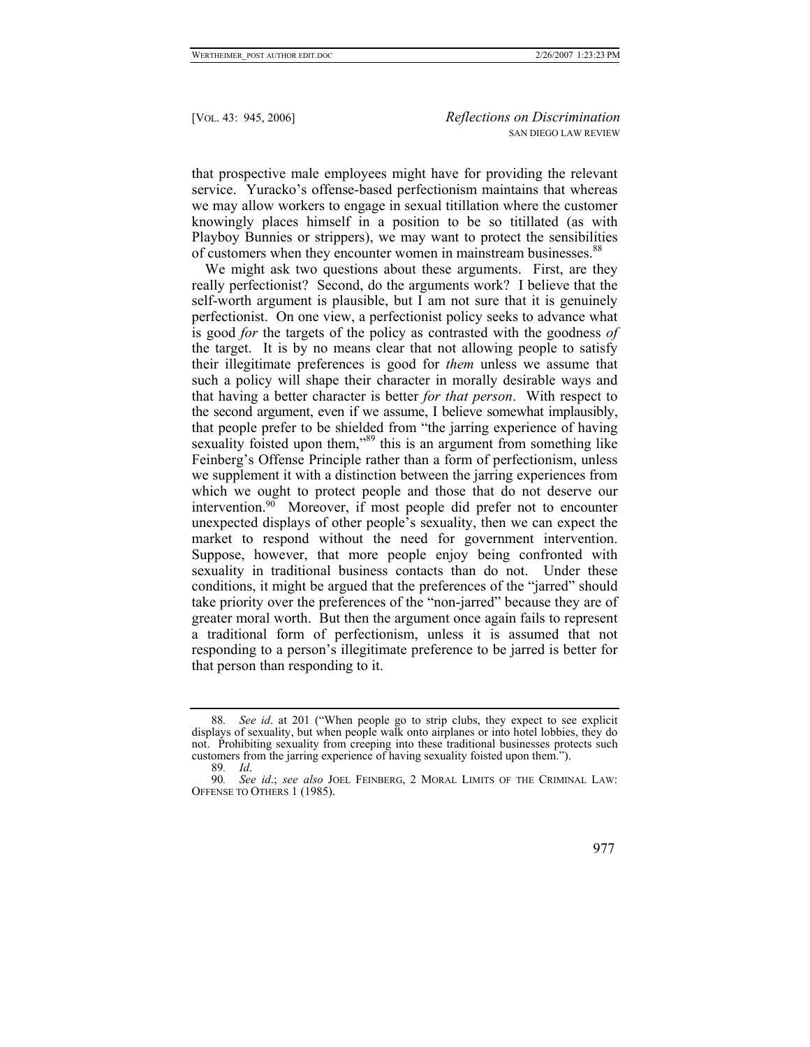that prospective male employees might have for providing the relevant service. Yuracko's offense-based perfectionism maintains that whereas we may allow workers to engage in sexual titillation where the customer knowingly places himself in a position to be so titillated (as with Playboy Bunnies or strippers), we may want to protect the sensibilities of customers when they encounter women in mainstream businesses.[88]

We might ask two questions about these arguments. First, are they really perfectionist? Second, do the arguments work? I believe that the self-worth argument is plausible, but I am not sure that it is genuinely perfectionist. On one view, a perfectionist policy seeks to advance what is good *for* the targets of the policy as contrasted with the goodness *of* the target. It is by no means clear that not allowing people to satisfy their illegitimate preferences is good for *them* unless we assume that such a policy will shape their character in morally desirable ways and that having a better character is better *for that person*. With respect to the second argument, even if we assume, I believe somewhat implausibly, that people prefer to be shielded from "the jarring experience of having sexuality foisted upon them,"[89] this is an argument from something like Feinberg's Offense Principle rather than a form of perfectionism, unless we supplement it with a distinction between the jarring experiences from which we ought to protect people and those that do not deserve our intervention.[90] Moreover, if most people did prefer not to encounter unexpected displays of other people's sexuality, then we can expect the market to respond without the need for government intervention. Suppose, however, that more people enjoy being confronted with sexuality in traditional business contacts than do not. Under these conditions, it might be argued that the preferences of the "jarred" should take priority over the preferences of the "non-jarred" because they are of greater moral worth. But then the argument once again fails to represent a traditional form of perfectionism, unless it is assumed that not responding to a person's illegitimate preference to be jarred is better for that person than responding to it.

---

88. *See id*. at 201 ("When people go to strip clubs, they expect to see explicit displays of sexuality, but when people walk onto airplanes or into hotel lobbies, they do not. Prohibiting sexuality from creeping into these traditional businesses protects such customers from the jarring experience of having sexuality foisted upon them.").

89. *Id*.

90. *See id*.; *see also* JOEL FEINBERG, 2 MORAL LIMITS OF THE CRIMINAL LAW: OFFENSE TO OTHERS 1 (1985).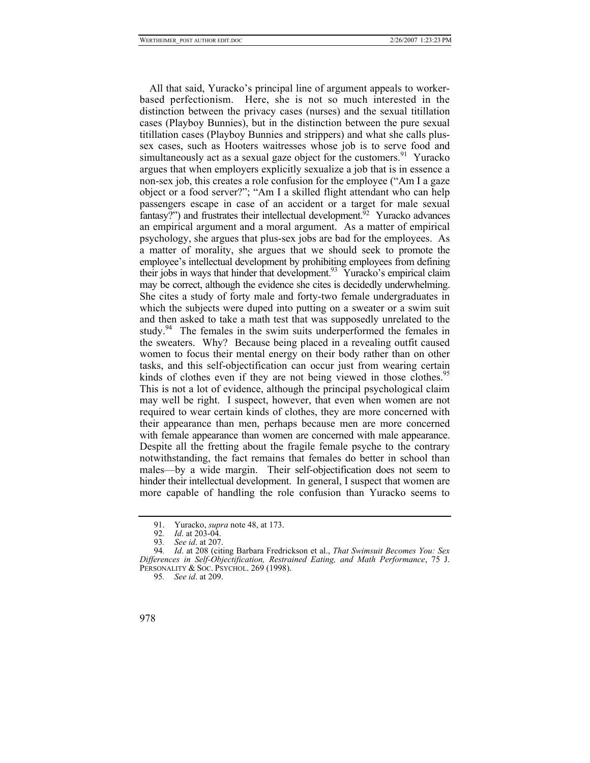All that said, Yuracko's principal line of argument appeals to worker-based perfectionism. Here, she is not so much interested in the distinction between the privacy cases (nurses) and the sexual titillation cases (Playboy Bunnies), but in the distinction between the pure sexual titillation cases (Playboy Bunnies and strippers) and what she calls plus-sex cases, such as Hooters waitresses whose job is to serve food and simultaneously act as a sexual gaze object for the customers.[91] Yuracko argues that when employers explicitly sexualize a job that is in essence a non-sex job, this creates a role confusion for the employee ("Am I a gaze object or a food server?"; "Am I a skilled flight attendant who can help passengers escape in case of an accident or a target for male sexual fantasy?") and frustrates their intellectual development.[92] Yuracko advances an empirical argument and a moral argument. As a matter of empirical psychology, she argues that plus-sex jobs are bad for the employees. As a matter of morality, she argues that we should seek to promote the employee's intellectual development by prohibiting employees from defining their jobs in ways that hinder that development.[93] Yuracko's empirical claim may be correct, although the evidence she cites is decidedly underwhelming. She cites a study of forty male and forty-two female undergraduates in which the subjects were duped into putting on a sweater or a swim suit and then asked to take a math test that was supposedly unrelated to the study.[94] The females in the swim suits underperformed the females in the sweaters. Why? Because being placed in a revealing outfit caused women to focus their mental energy on their body rather than on other tasks, and this self-objectification can occur just from wearing certain kinds of clothes even if they are not being viewed in those clothes.[95] This is not a lot of evidence, although the principal psychological claim may well be right. I suspect, however, that even when women are not required to wear certain kinds of clothes, they are more concerned with their appearance than men, perhaps because men are more concerned with female appearance than women are concerned with male appearance. Despite all the fretting about the fragile female psyche to the contrary notwithstanding, the fact remains that females do better in school than males—by a wide margin. Their self-objectification does not seem to hinder their intellectual development. In general, I suspect that women are more capable of handling the role confusion than Yuracko seems to

---

91. Yuracko, *supra* note 48, at 173.

92. *Id*. at 203-04.

93. *See id*. at 207.

94. *Id*. at 208 (citing Barbara Fredrickson et al., *That Swimsuit Becomes You: Sex Differences in Self-Objectification, Restrained Eating, and Math Performance*, 75 J. PERSONALITY & SOC. PSYCHOL. 269 (1998).

95. *See id*. at 209.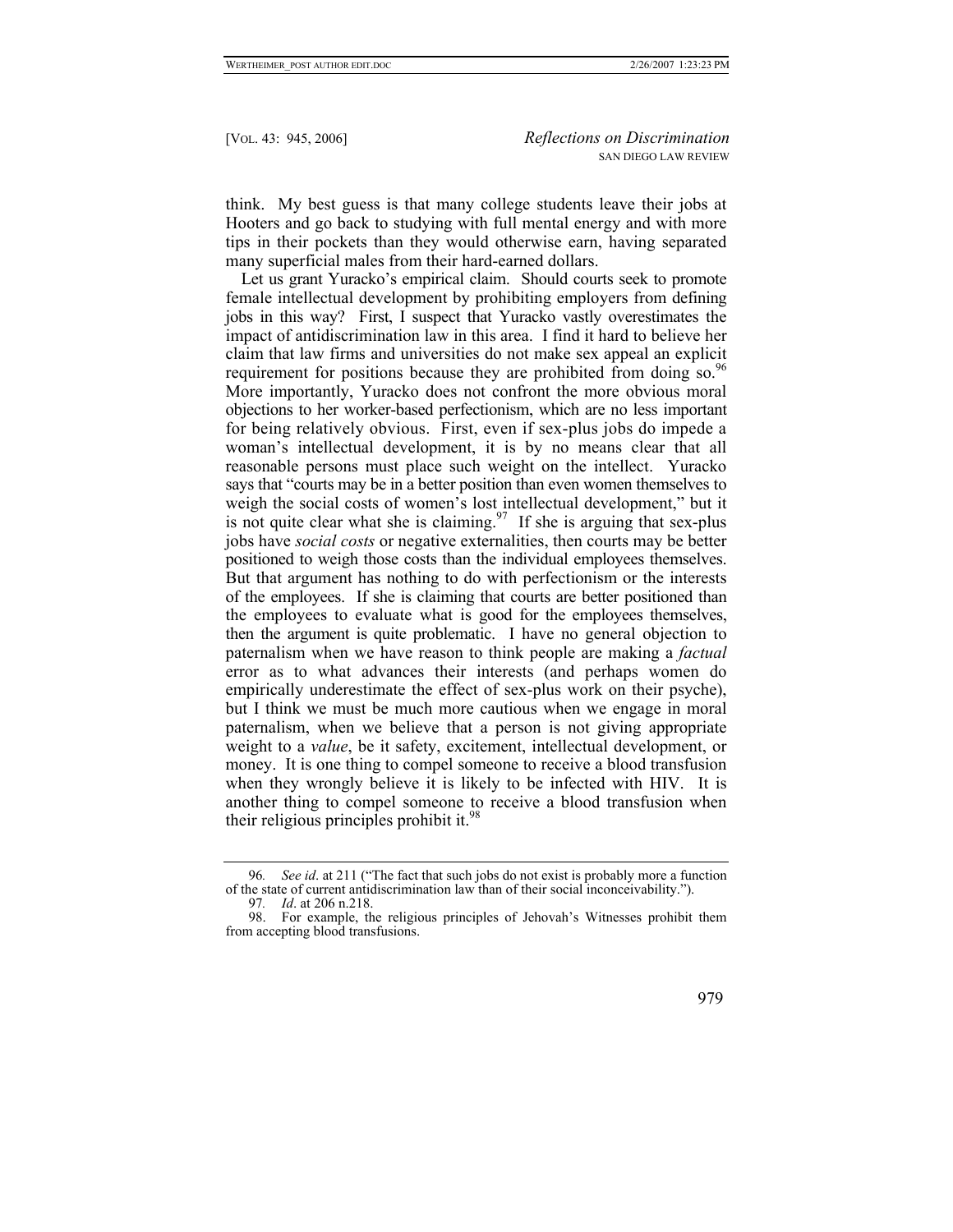think. My best guess is that many college students leave their jobs at Hooters and go back to studying with full mental energy and with more tips in their pockets than they would otherwise earn, having separated many superficial males from their hard-earned dollars.

Let us grant Yuracko's empirical claim. Should courts seek to promote female intellectual development by prohibiting employers from defining jobs in this way? First, I suspect that Yuracko vastly overestimates the impact of antidiscrimination law in this area. I find it hard to believe her claim that law firms and universities do not make sex appeal an explicit requirement for positions because they are prohibited from doing so.[96] More importantly, Yuracko does not confront the more obvious moral objections to her worker-based perfectionism, which are no less important for being relatively obvious. First, even if sex-plus jobs do impede a woman's intellectual development, it is by no means clear that all reasonable persons must place such weight on the intellect. Yuracko says that "courts may be in a better position than even women themselves to weigh the social costs of women's lost intellectual development," but it is not quite clear what she is claiming.[97] If she is arguing that sex-plus jobs have *social costs* or negative externalities, then courts may be better positioned to weigh those costs than the individual employees themselves. But that argument has nothing to do with perfectionism or the interests of the employees. If she is claiming that courts are better positioned than the employees to evaluate what is good for the employees themselves, then the argument is quite problematic. I have no general objection to paternalism when we have reason to think people are making a *factual* error as to what advances their interests (and perhaps women do empirically underestimate the effect of sex-plus work on their psyche), but I think we must be much more cautious when we engage in moral paternalism, when we believe that a person is not giving appropriate weight to a *value*, be it safety, excitement, intellectual development, or money. It is one thing to compel someone to receive a blood transfusion when they wrongly believe it is likely to be infected with HIV. It is another thing to compel someone to receive a blood transfusion when their religious principles prohibit it.[98]

---

96. *See id*. at 211 ("The fact that such jobs do not exist is probably more a function of the state of current antidiscrimination law than of their social inconceivability.").

97. *Id*. at 206 n.218.

98. For example, the religious principles of Jehovah's Witnesses prohibit them from accepting blood transfusions.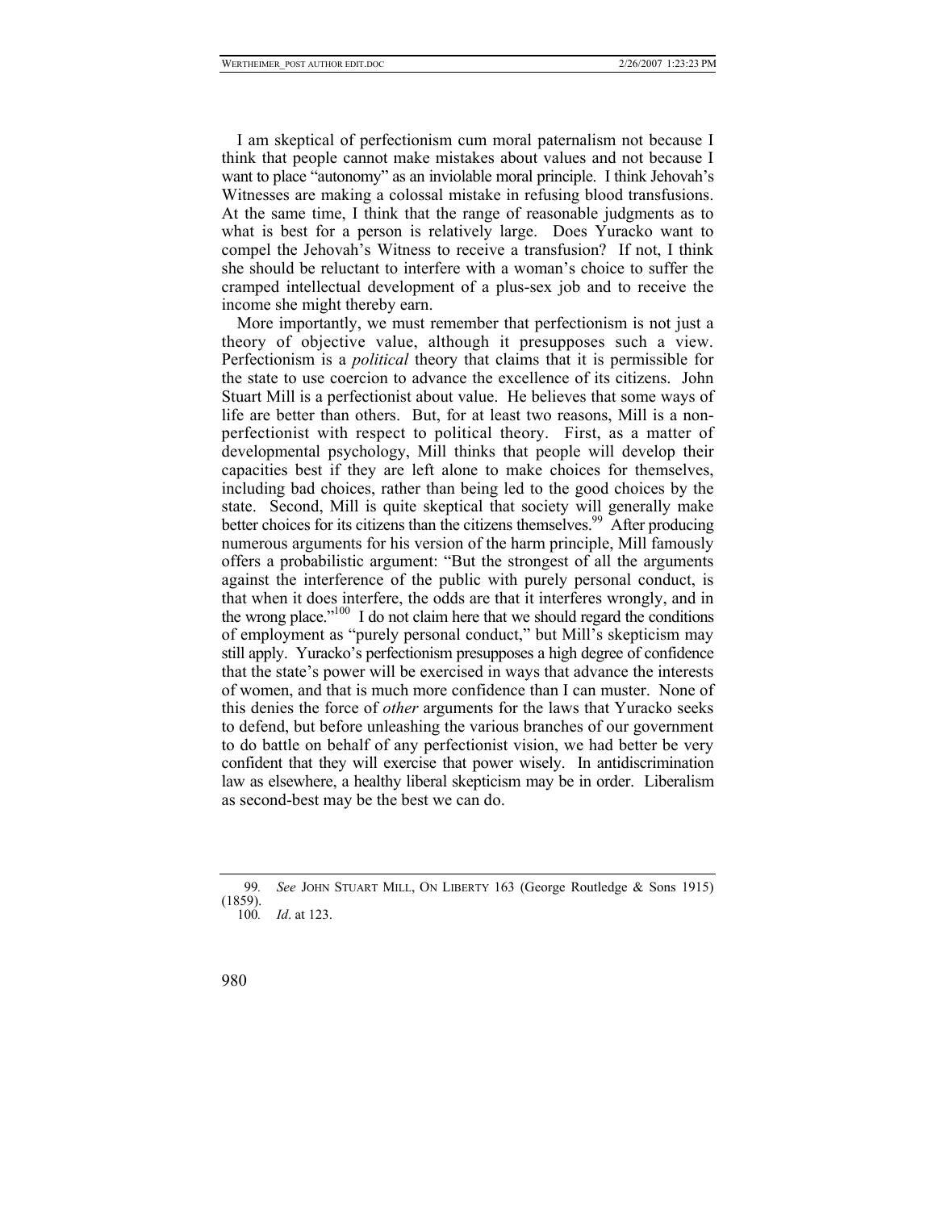I am skeptical of perfectionism cum moral paternalism not because I think that people cannot make mistakes about values and not because I want to place "autonomy" as an inviolable moral principle. I think Jehovah's Witnesses are making a colossal mistake in refusing blood transfusions. At the same time, I think that the range of reasonable judgments as to what is best for a person is relatively large. Does Yuracko want to compel the Jehovah's Witness to receive a transfusion? If not, I think she should be reluctant to interfere with a woman's choice to suffer the cramped intellectual development of a plus-sex job and to receive the income she might thereby earn.

More importantly, we must remember that perfectionism is not just a theory of objective value, although it presupposes such a view. Perfectionism is a *political* theory that claims that it is permissible for the state to use coercion to advance the excellence of its citizens. John Stuart Mill is a perfectionist about value. He believes that some ways of life are better than others. But, for at least two reasons, Mill is a non-perfectionist with respect to political theory. First, as a matter of developmental psychology, Mill thinks that people will develop their capacities best if they are left alone to make choices for themselves, including bad choices, rather than being led to the good choices by the state. Second, Mill is quite skeptical that society will generally make better choices for its citizens than the citizens themselves.[99] After producing numerous arguments for his version of the harm principle, Mill famously offers a probabilistic argument: "But the strongest of all the arguments against the interference of the public with purely personal conduct, is that when it does interfere, the odds are that it interferes wrongly, and in the wrong place."[100] I do not claim here that we should regard the conditions of employment as "purely personal conduct," but Mill's skepticism may still apply. Yuracko's perfectionism presupposes a high degree of confidence that the state's power will be exercised in ways that advance the interests of women, and that is much more confidence than I can muster. None of this denies the force of *other* arguments for the laws that Yuracko seeks to defend, but before unleashing the various branches of our government to do battle on behalf of any perfectionist vision, we had better be very confident that they will exercise that power wisely. In antidiscrimination law as elsewhere, a healthy liberal skepticism may be in order. Liberalism as second-best may be the best we can do.

---

99. *See* JOHN STUART MILL, ON LIBERTY 163 (George Routledge & Sons 1915) (1859).

100. *Id*. at 123.